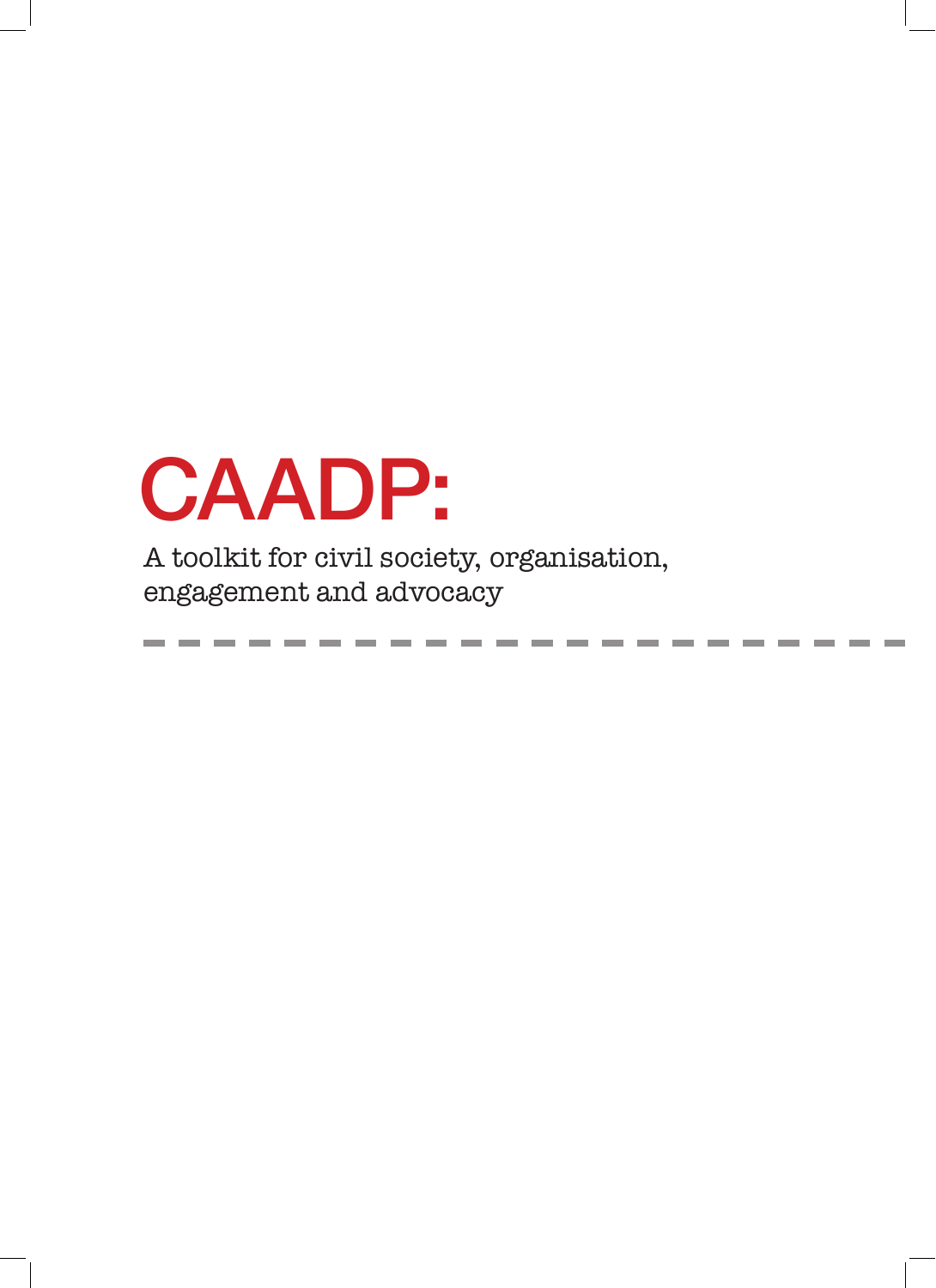# CAADP:

A toolkit for civil society, organisation, engagement and advocacy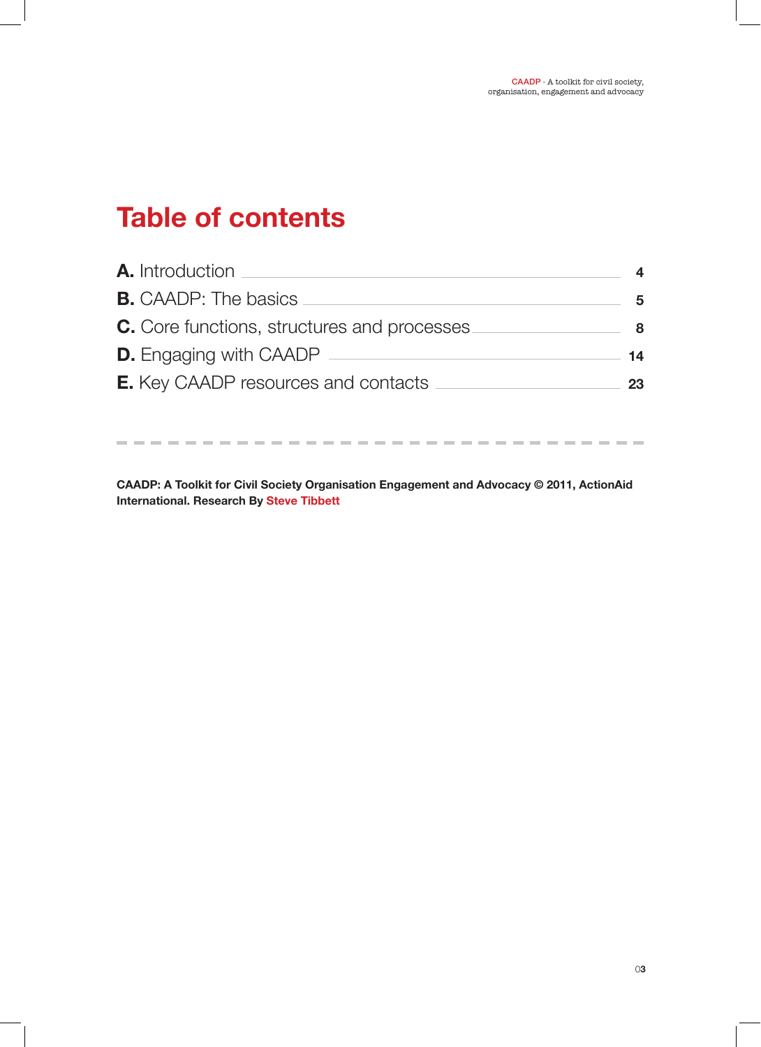# Table of contents

| | |
|---|---|
| **A.** Introduction | 4 |
| **B.** CAADP: The basics | 5 |
| **C.** Core functions, structures and processes | 8 |
| **D.** Engaging with CAADP | 14 |
| **E.** Key CAADP resources and contacts | 23 |

**CAADP: A Toolkit for Civil Society Organisation Engagement and Advocacy © 2011, ActionAid International. Research By Steve Tibbett**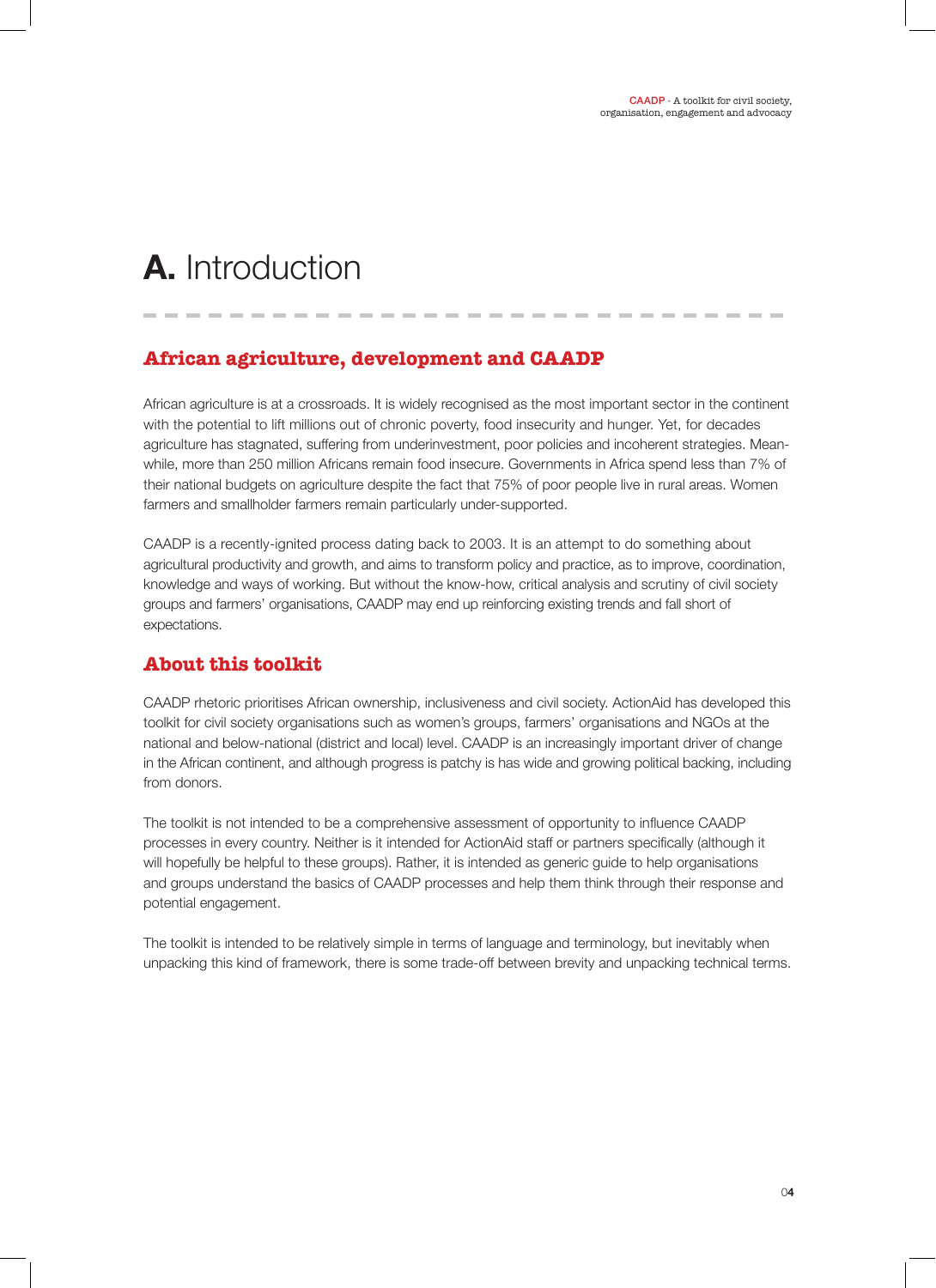# A. Introduction

## African agriculture, development and CAADP

African agriculture is at a crossroads. It is widely recognised as the most important sector in the continent with the potential to lift millions out of chronic poverty, food insecurity and hunger. Yet, for decades agriculture has stagnated, suffering from underinvestment, poor policies and incoherent strategies. Meanwhile, more than 250 million Africans remain food insecure. Governments in Africa spend less than 7% of their national budgets on agriculture despite the fact that 75% of poor people live in rural areas. Women farmers and smallholder farmers remain particularly under-supported.

CAADP is a recently-ignited process dating back to 2003. It is an attempt to do something about agricultural productivity and growth, and aims to transform policy and practice, as to improve, coordination, knowledge and ways of working. But without the know-how, critical analysis and scrutiny of civil society groups and farmers' organisations, CAADP may end up reinforcing existing trends and fall short of expectations.

## About this toolkit

CAADP rhetoric prioritises African ownership, inclusiveness and civil society. ActionAid has developed this toolkit for civil society organisations such as women's groups, farmers' organisations and NGOs at the national and below-national (district and local) level. CAADP is an increasingly important driver of change in the African continent, and although progress is patchy is has wide and growing political backing, including from donors.

The toolkit is not intended to be a comprehensive assessment of opportunity to influence CAADP processes in every country. Neither is it intended for ActionAid staff or partners specifically (although it will hopefully be helpful to these groups). Rather, it is intended as generic guide to help organisations and groups understand the basics of CAADP processes and help them think through their response and potential engagement.

The toolkit is intended to be relatively simple in terms of language and terminology, but inevitably when unpacking this kind of framework, there is some trade-off between brevity and unpacking technical terms.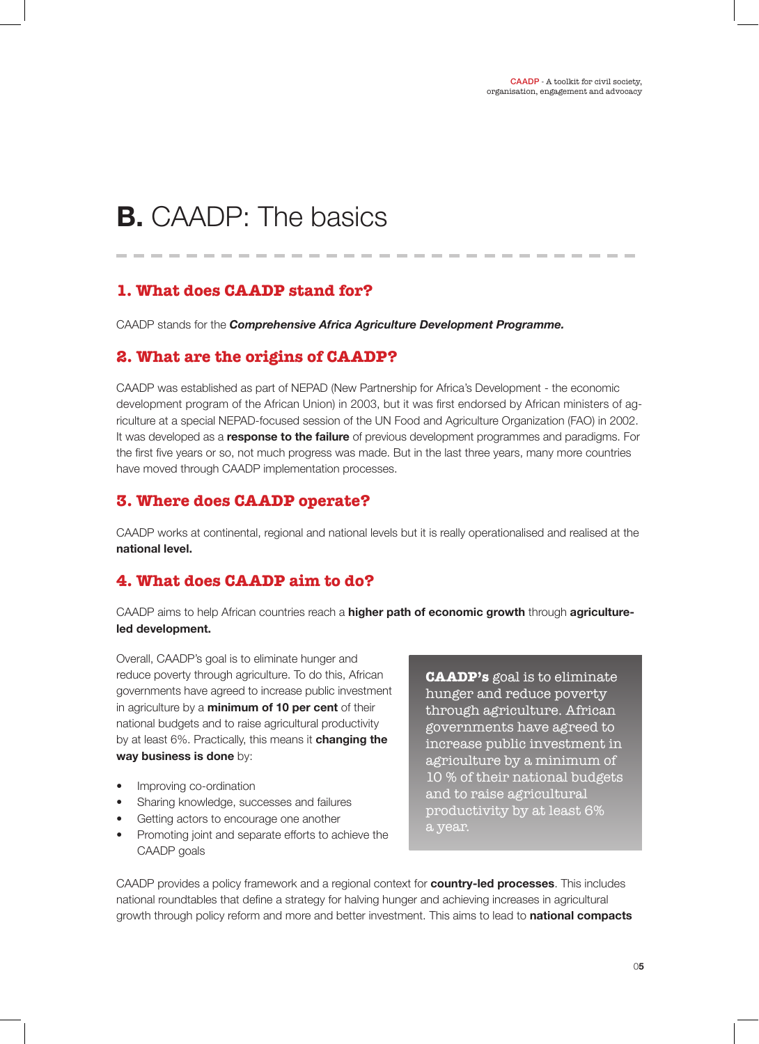# B. CAADP: The basics

## 1. What does CAADP stand for?

CAADP stands for the ***Comprehensive Africa Agriculture Development Programme.***

## 2. What are the origins of CAADP?

CAADP was established as part of NEPAD (New Partnership for Africa's Development - the economic development program of the African Union) in 2003, but it was first endorsed by African ministers of agriculture at a special NEPAD-focused session of the UN Food and Agriculture Organization (FAO) in 2002. It was developed as a **response to the failure** of previous development programmes and paradigms. For the first five years or so, not much progress was made. But in the last three years, many more countries have moved through CAADP implementation processes.

## 3. Where does CAADP operate?

CAADP works at continental, regional and national levels but it is really operationalised and realised at the **national level.**

## 4. What does CAADP aim to do?

CAADP aims to help African countries reach a **higher path of economic growth** through **agriculture-led development.**

Overall, CAADP's goal is to eliminate hunger and reduce poverty through agriculture. To do this, African governments have agreed to increase public investment in agriculture by a **minimum of 10 per cent** of their national budgets and to raise agricultural productivity by at least 6%. Practically, this means it **changing the way business is done** by:

- Improving co-ordination
- Sharing knowledge, successes and failures
- Getting actors to encourage one another
- Promoting joint and separate efforts to achieve the CAADP goals

> **CAADP's** goal is to eliminate hunger and reduce poverty through agriculture. African governments have agreed to increase public investment in agriculture by a minimum of 10 % of their national budgets and to raise agricultural productivity by at least 6% a year.

CAADP provides a policy framework and a regional context for **country-led processes**. This includes national roundtables that define a strategy for halving hunger and achieving increases in agricultural growth through policy reform and more and better investment. This aims to lead to **national compacts**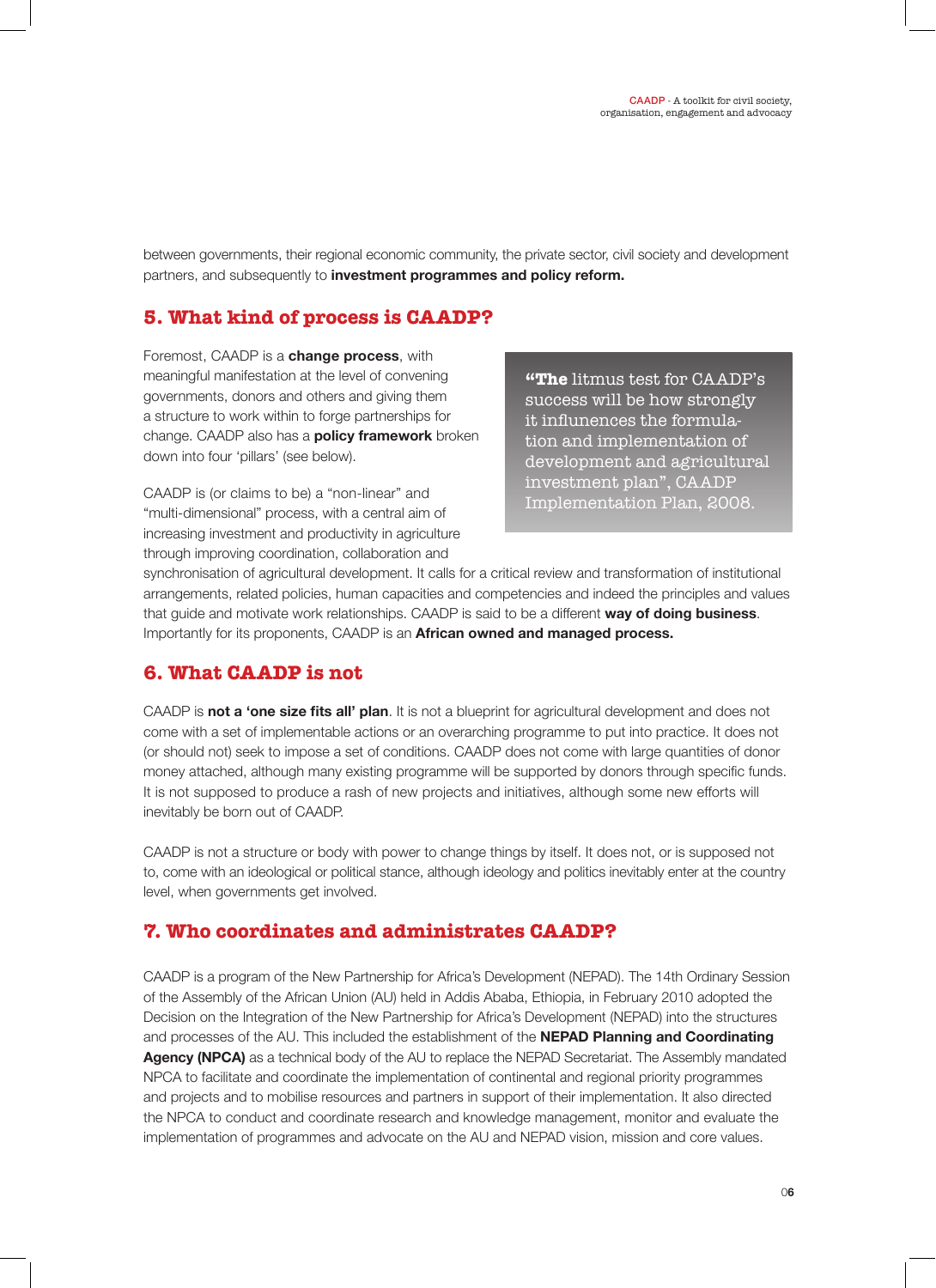between governments, their regional economic community, the private sector, civil society and development partners, and subsequently to **investment programmes and policy reform.**

## 5. What kind of process is CAADP?

Foremost, CAADP is a **change process**, with meaningful manifestation at the level of convening governments, donors and others and giving them a structure to work within to forge partnerships for change. CAADP also has a **policy framework** broken down into four 'pillars' (see below).

> **"The** litmus test for CAADP's success will be how strongly it influences the formulation and implementation of development and agricultural investment plan", CAADP Implementation Plan, 2008.

CAADP is (or claims to be) a "non-linear" and "multi-dimensional" process, with a central aim of increasing investment and productivity in agriculture through improving coordination, collaboration and synchronisation of agricultural development. It calls for a critical review and transformation of institutional arrangements, related policies, human capacities and competencies and indeed the principles and values that guide and motivate work relationships. CAADP is said to be a different **way of doing business**. Importantly for its proponents, CAADP is an **African owned and managed process.**

## 6. What CAADP is not

CAADP is **not a 'one size fits all' plan**. It is not a blueprint for agricultural development and does not come with a set of implementable actions or an overarching programme to put into practice. It does not (or should not) seek to impose a set of conditions. CAADP does not come with large quantities of donor money attached, although many existing programme will be supported by donors through specific funds. It is not supposed to produce a rash of new projects and initiatives, although some new efforts will inevitably be born out of CAADP.

CAADP is not a structure or body with power to change things by itself. It does not, or is supposed not to, come with an ideological or political stance, although ideology and politics inevitably enter at the country level, when governments get involved.

## 7. Who coordinates and administrates CAADP?

CAADP is a program of the New Partnership for Africa's Development (NEPAD). The 14th Ordinary Session of the Assembly of the African Union (AU) held in Addis Ababa, Ethiopia, in February 2010 adopted the Decision on the Integration of the New Partnership for Africa's Development (NEPAD) into the structures and processes of the AU. This included the establishment of the **NEPAD Planning and Coordinating Agency (NPCA)** as a technical body of the AU to replace the NEPAD Secretariat. The Assembly mandated NPCA to facilitate and coordinate the implementation of continental and regional priority programmes and projects and to mobilise resources and partners in support of their implementation. It also directed the NPCA to conduct and coordinate research and knowledge management, monitor and evaluate the implementation of programmes and advocate on the AU and NEPAD vision, mission and core values.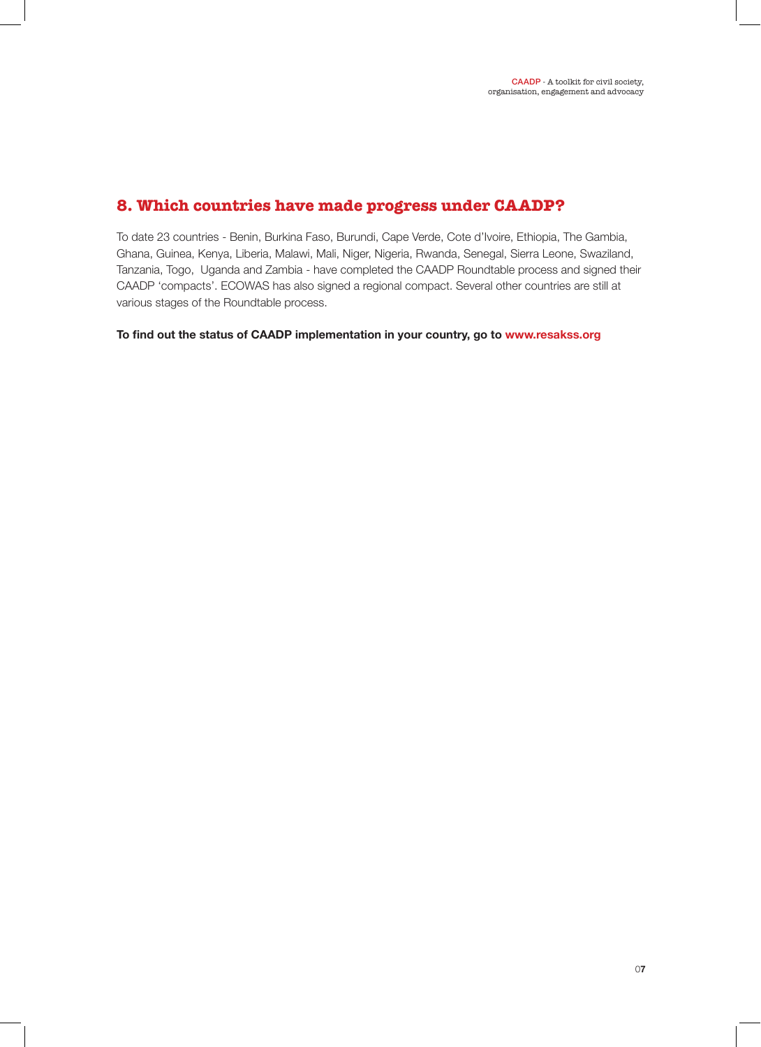## 8. Which countries have made progress under CAADP?

To date 23 countries - Benin, Burkina Faso, Burundi, Cape Verde, Cote d'Ivoire, Ethiopia, The Gambia, Ghana, Guinea, Kenya, Liberia, Malawi, Mali, Niger, Nigeria, Rwanda, Senegal, Sierra Leone, Swaziland, Tanzania, Togo, Uganda and Zambia - have completed the CAADP Roundtable process and signed their CAADP 'compacts'. ECOWAS has also signed a regional compact. Several other countries are still at various stages of the Roundtable process.

**To find out the status of CAADP implementation in your country, go to www.resakss.org**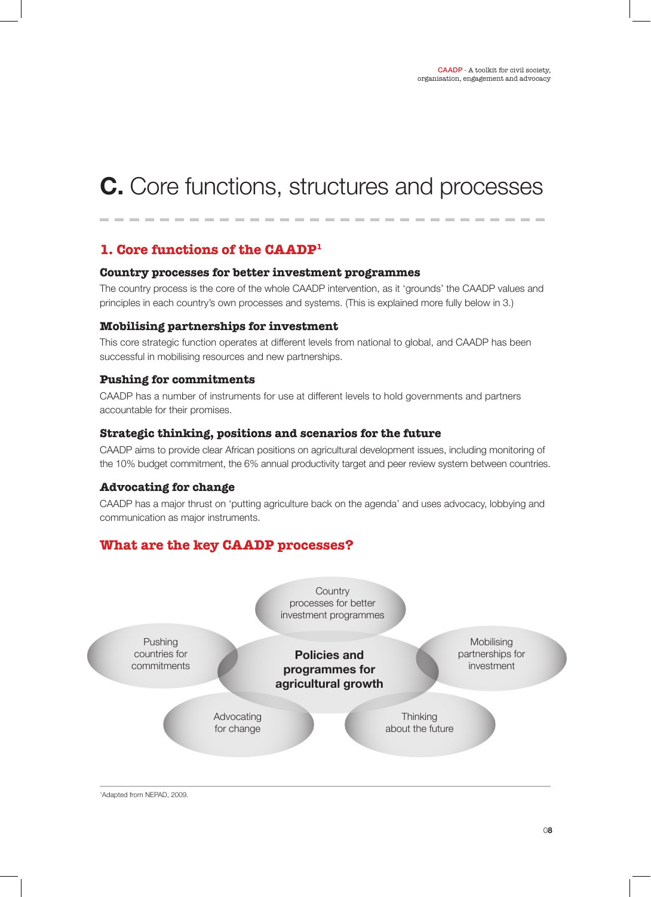# C. Core functions, structures and processes

## 1. Core functions of the CAADP[1]

### Country processes for better investment programmes

The country process is the core of the whole CAADP intervention, as it 'grounds' the CAADP values and principles in each country's own processes and systems. (This is explained more fully below in 3.)

### Mobilising partnerships for investment

This core strategic function operates at different levels from national to global, and CAADP has been successful in mobilising resources and new partnerships.

### Pushing for commitments

CAADP has a number of instruments for use at different levels to hold governments and partners accountable for their promises.

### Strategic thinking, positions and scenarios for the future

CAADP aims to provide clear African positions on agricultural development issues, including monitoring of the 10% budget commitment, the 6% annual productivity target and peer review system between countries.

### Advocating for change

CAADP has a major thrust on 'putting agriculture back on the agenda' and uses advocacy, lobbying and communication as major instruments.

## What are the key CAADP processes?

**Policies and programmes for agricultural growth**

- Country processes for better investment programmes
- Mobilising partnerships for investment
- Thinking about the future
- Advocating for change
- Pushing countries for commitments

[1]Adapted from NEPAD, 2009.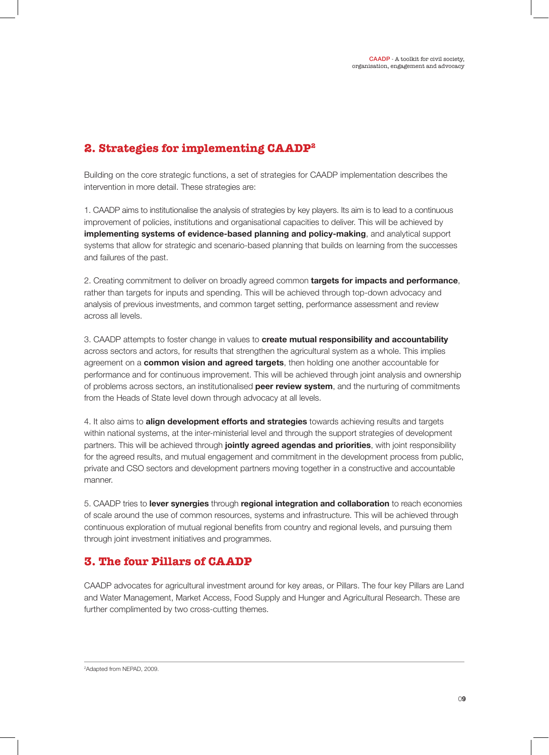## 2. Strategies for implementing CAADP[2]

Building on the core strategic functions, a set of strategies for CAADP implementation describes the intervention in more detail. These strategies are:

1. CAADP aims to institutionalise the analysis of strategies by key players. Its aim is to lead to a continuous improvement of policies, institutions and organisational capacities to deliver. This will be achieved by **implementing systems of evidence-based planning and policy-making**, and analytical support systems that allow for strategic and scenario-based planning that builds on learning from the successes and failures of the past.

2. Creating commitment to deliver on broadly agreed common **targets for impacts and performance**, rather than targets for inputs and spending. This will be achieved through top-down advocacy and analysis of previous investments, and common target setting, performance assessment and review across all levels.

3. CAADP attempts to foster change in values to **create mutual responsibility and accountability** across sectors and actors, for results that strengthen the agricultural system as a whole. This implies agreement on a **common vision and agreed targets**, then holding one another accountable for performance and for continuous improvement. This will be achieved through joint analysis and ownership of problems across sectors, an institutionalised **peer review system**, and the nurturing of commitments from the Heads of State level down through advocacy at all levels.

4. It also aims to **align development efforts and strategies** towards achieving results and targets within national systems, at the inter-ministerial level and through the support strategies of development partners. This will be achieved through **jointly agreed agendas and priorities**, with joint responsibility for the agreed results, and mutual engagement and commitment in the development process from public, private and CSO sectors and development partners moving together in a constructive and accountable manner.

5. CAADP tries to **lever synergies** through **regional integration and collaboration** to reach economies of scale around the use of common resources, systems and infrastructure. This will be achieved through continuous exploration of mutual regional benefits from country and regional levels, and pursuing them through joint investment initiatives and programmes.

## 3. The four Pillars of CAADP

CAADP advocates for agricultural investment around for key areas, or Pillars. The four key Pillars are Land and Water Management, Market Access, Food Supply and Hunger and Agricultural Research. These are further complimented by two cross-cutting themes.

---

[2]Adapted from NEPAD, 2009.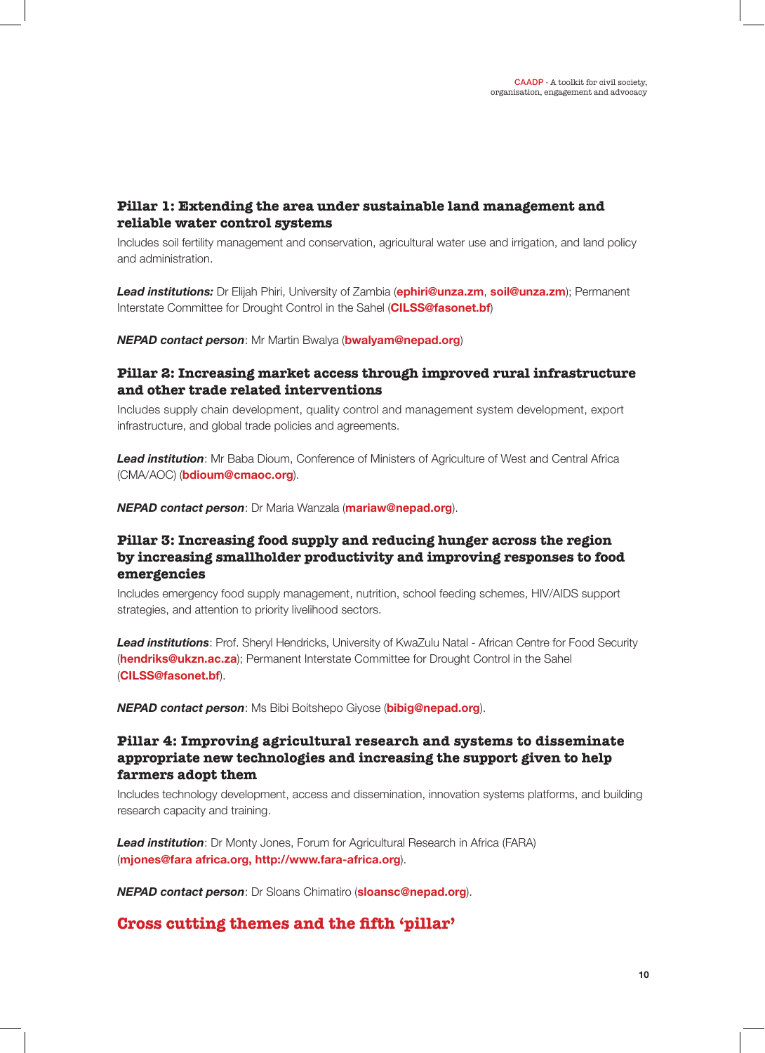### Pillar 1: Extending the area under sustainable land management and reliable water control systems

Includes soil fertility management and conservation, agricultural water use and irrigation, and land policy and administration.

***Lead institutions:*** Dr Elijah Phiri, University of Zambia (**ephiri@unza.zm**, **soil@unza.zm**); Permanent Interstate Committee for Drought Control in the Sahel (**CILSS@fasonet.bf**)

***NEPAD contact person***: Mr Martin Bwalya (**bwalyam@nepad.org**)

### Pillar 2: Increasing market access through improved rural infrastructure and other trade related interventions

Includes supply chain development, quality control and management system development, export infrastructure, and global trade policies and agreements.

***Lead institution***: Mr Baba Dioum, Conference of Ministers of Agriculture of West and Central Africa (CMA/AOC) (**bdioum@cmaoc.org**).

***NEPAD contact person***: Dr Maria Wanzala (**mariaw@nepad.org**).

### Pillar 3: Increasing food supply and reducing hunger across the region by increasing smallholder productivity and improving responses to food emergencies

Includes emergency food supply management, nutrition, school feeding schemes, HIV/AIDS support strategies, and attention to priority livelihood sectors.

***Lead institutions***: Prof. Sheryl Hendricks, University of KwaZulu Natal - African Centre for Food Security (**hendriks@ukzn.ac.za**); Permanent Interstate Committee for Drought Control in the Sahel (**CILSS@fasonet.bf**).

***NEPAD contact person***: Ms Bibi Boitshepo Giyose (**bibig@nepad.org**).

### Pillar 4: Improving agricultural research and systems to disseminate appropriate new technologies and increasing the support given to help farmers adopt them

Includes technology development, access and dissemination, innovation systems platforms, and building research capacity and training.

***Lead institution***: Dr Monty Jones, Forum for Agricultural Research in Africa (FARA) (**mjones@fara africa.org, http://www.fara-africa.org**).

***NEPAD contact person***: Dr Sloans Chimatiro (**sloansc@nepad.org**).

## Cross cutting themes and the fifth 'pillar'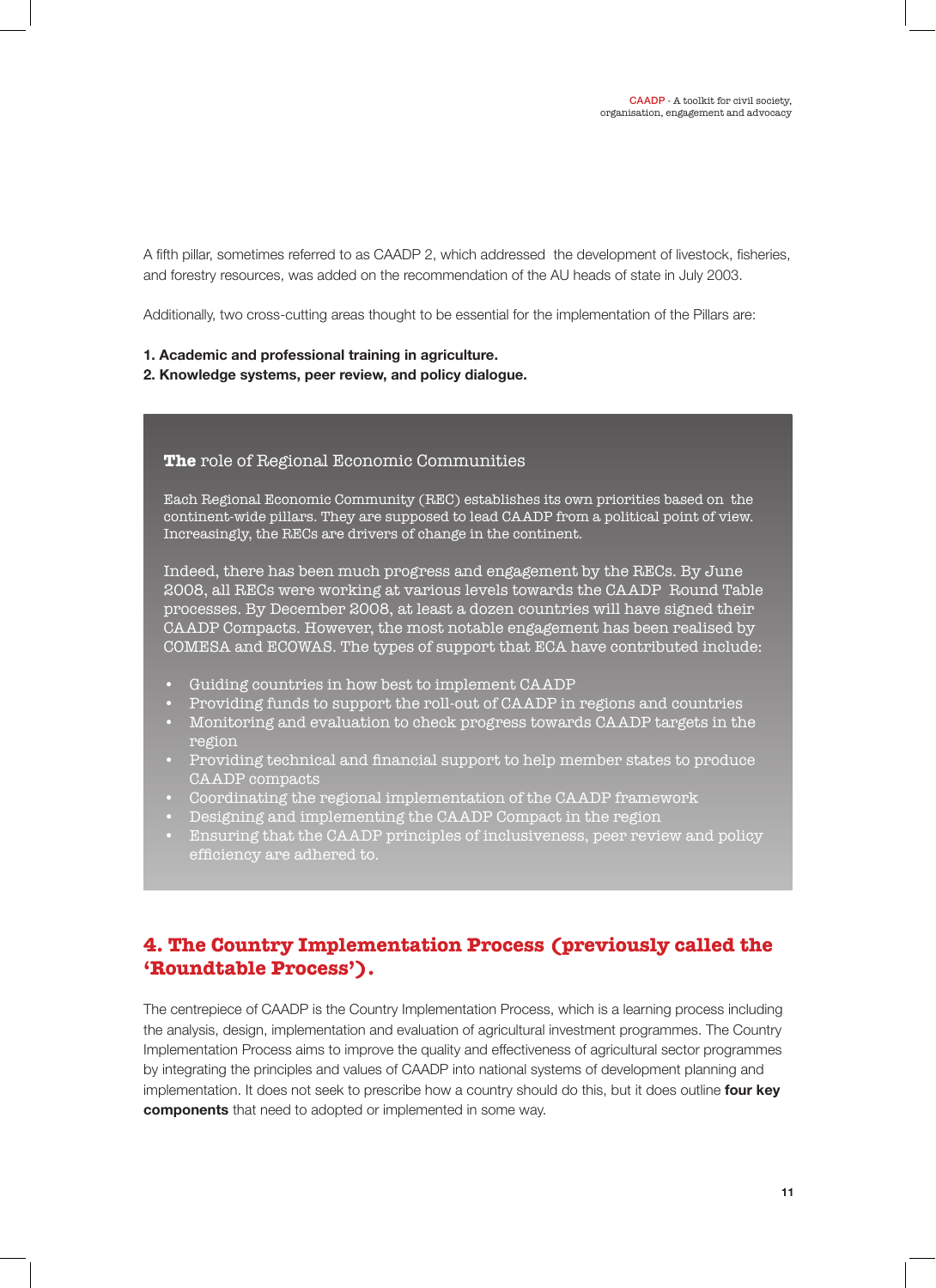A fifth pillar, sometimes referred to as CAADP 2, which addressed the development of livestock, fisheries, and forestry resources, was added on the recommendation of the AU heads of state in July 2003.

Additionally, two cross-cutting areas thought to be essential for the implementation of the Pillars are:

**1. Academic and professional training in agriculture.**
**2. Knowledge systems, peer review, and policy dialogue.**

### **The** role of Regional Economic Communities

Each Regional Economic Community (REC) establishes its own priorities based on the continent-wide pillars. They are supposed to lead CAADP from a political point of view. Increasingly, the RECs are drivers of change in the continent.

Indeed, there has been much progress and engagement by the RECs. By June 2008, all RECs were working at various levels towards the CAADP Round Table processes. By December 2008, at least a dozen countries will have signed their CAADP Compacts. However, the most notable engagement has been realised by COMESA and ECOWAS. The types of support that ECA have contributed include:

- Guiding countries in how best to implement CAADP
- Providing funds to support the roll-out of CAADP in regions and countries
- Monitoring and evaluation to check progress towards CAADP targets in the region
- Providing technical and financial support to help member states to produce CAADP compacts
- Coordinating the regional implementation of the CAADP framework
- Designing and implementing the CAADP Compact in the region
- Ensuring that the CAADP principles of inclusiveness, peer review and policy efficiency are adhered to.

## 4. The Country Implementation Process (previously called the 'Roundtable Process').

The centrepiece of CAADP is the Country Implementation Process, which is a learning process including the analysis, design, implementation and evaluation of agricultural investment programmes. The Country Implementation Process aims to improve the quality and effectiveness of agricultural sector programmes by integrating the principles and values of CAADP into national systems of development planning and implementation. It does not seek to prescribe how a country should do this, but it does outline **four key components** that need to adopted or implemented in some way.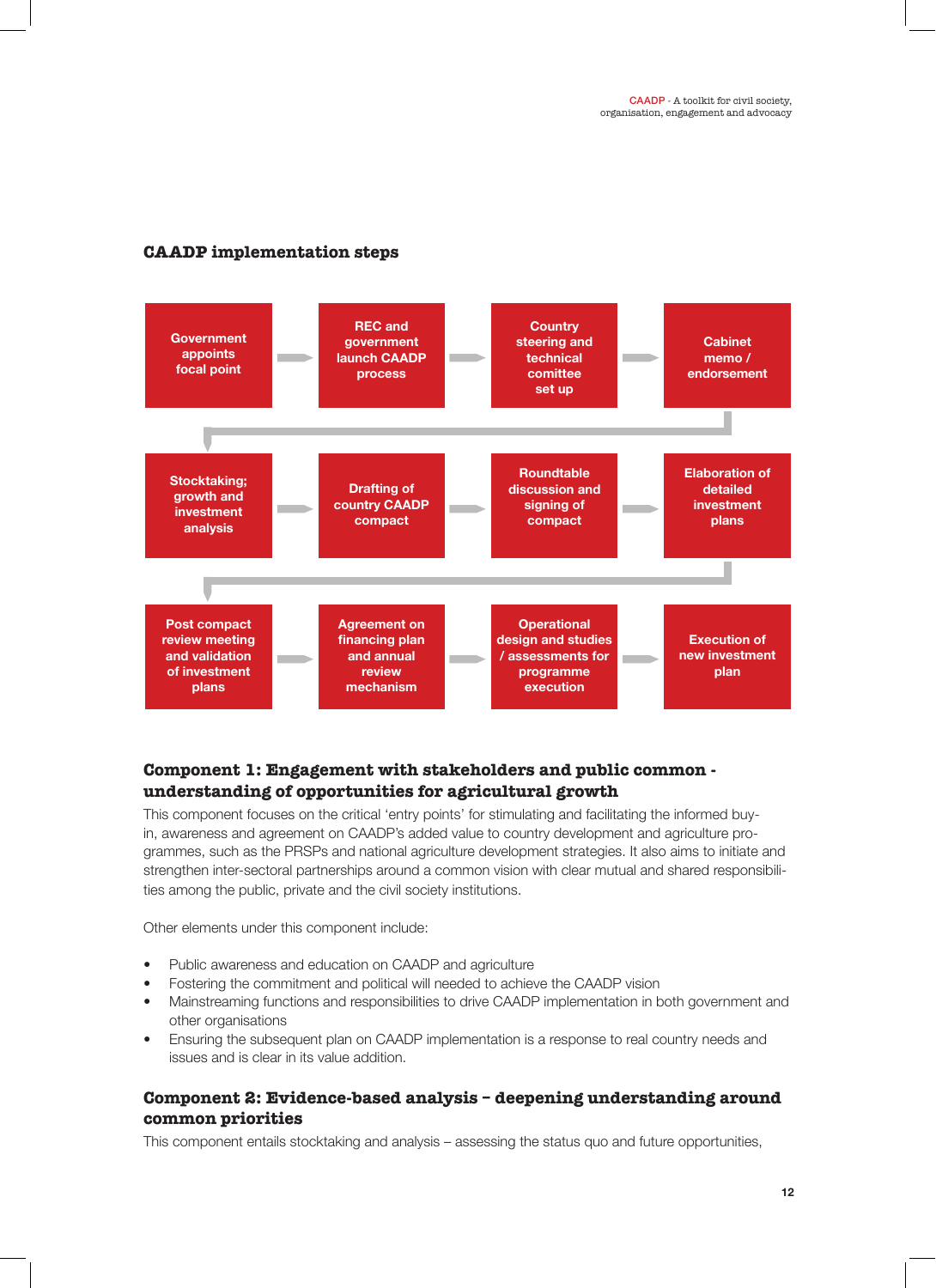### CAADP implementation steps

1. Government appoints focal point
2. REC and government launch CAADP process
3. Country steering and technical comittee set up
4. Cabinet memo / endorsement
5. Stocktaking; growth and investment analysis
6. Drafting of country CAADP compact
7. Roundtable discussion and signing of compact
8. Elaboration of detailed investment plans
9. Post compact review meeting and validation of investment plans
10. Agreement on financing plan and annual review mechanism
11. Operational design and studies / assessments for programme execution
12. Execution of new investment plan

### Component 1: Engagement with stakeholders and public common - understanding of opportunities for agricultural growth

This component focuses on the critical 'entry points' for stimulating and facilitating the informed buy-in, awareness and agreement on CAADP's added value to country development and agriculture programmes, such as the PRSPs and national agriculture development strategies. It also aims to initiate and strengthen inter-sectoral partnerships around a common vision with clear mutual and shared responsibilities among the public, private and the civil society institutions.

Other elements under this component include:

- Public awareness and education on CAADP and agriculture
- Fostering the commitment and political will needed to achieve the CAADP vision
- Mainstreaming functions and responsibilities to drive CAADP implementation in both government and other organisations
- Ensuring the subsequent plan on CAADP implementation is a response to real country needs and issues and is clear in its value addition.

### Component 2: Evidence-based analysis – deepening understanding around common priorities

This component entails stocktaking and analysis – assessing the status quo and future opportunities,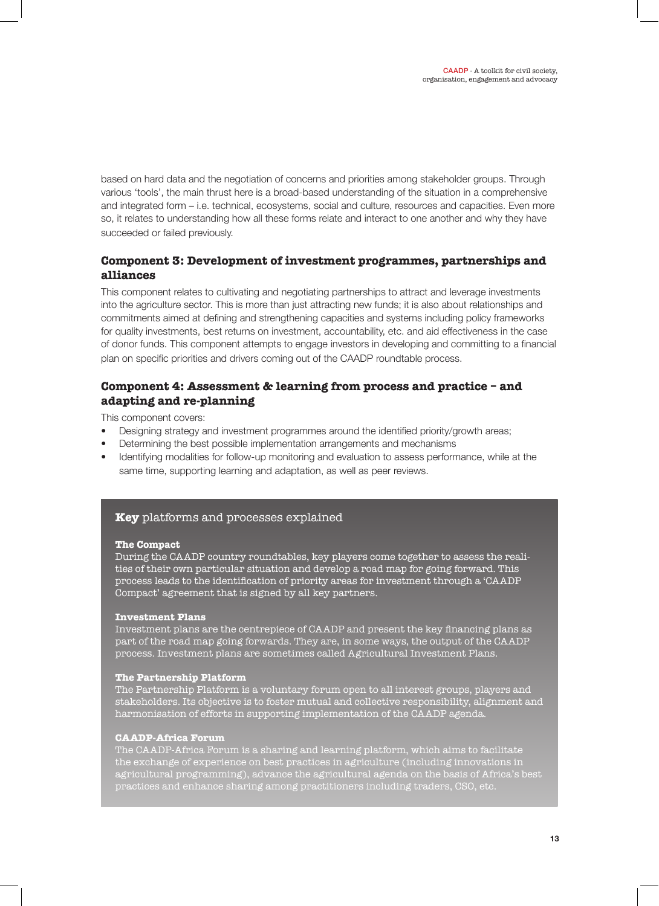based on hard data and the negotiation of concerns and priorities among stakeholder groups. Through various 'tools', the main thrust here is a broad-based understanding of the situation in a comprehensive and integrated form – i.e. technical, ecosystems, social and culture, resources and capacities. Even more so, it relates to understanding how all these forms relate and interact to one another and why they have succeeded or failed previously.

### Component 3: Development of investment programmes, partnerships and alliances

This component relates to cultivating and negotiating partnerships to attract and leverage investments into the agriculture sector. This is more than just attracting new funds; it is also about relationships and commitments aimed at defining and strengthening capacities and systems including policy frameworks for quality investments, best returns on investment, accountability, etc. and aid effectiveness in the case of donor funds. This component attempts to engage investors in developing and committing to a financial plan on specific priorities and drivers coming out of the CAADP roundtable process.

### Component 4: Assessment & learning from process and practice – and adapting and re-planning

This component covers:

- Designing strategy and investment programmes around the identified priority/growth areas;
- Determining the best possible implementation arrangements and mechanisms
- Identifying modalities for follow-up monitoring and evaluation to assess performance, while at the same time, supporting learning and adaptation, as well as peer reviews.

### **Key** platforms and processes explained

**The Compact**
During the CAADP country roundtables, key players come together to assess the realities of their own particular situation and develop a road map for going forward. This process leads to the identification of priority areas for investment through a 'CAADP Compact' agreement that is signed by all key partners.

**Investment Plans**
Investment plans are the centrepiece of CAADP and present the key financing plans as part of the road map going forwards. They are, in some ways, the output of the CAADP process. Investment plans are sometimes called Agricultural Investment Plans.

**The Partnership Platform**
The Partnership Platform is a voluntary forum open to all interest groups, players and stakeholders. Its objective is to foster mutual and collective responsibility, alignment and harmonisation of efforts in supporting implementation of the CAADP agenda.

**CAADP-Africa Forum**
The CAADP-Africa Forum is a sharing and learning platform, which aims to facilitate the exchange of experience on best practices in agriculture (including innovations in agricultural programming), advance the agricultural agenda on the basis of Africa's best practices and enhance sharing among practitioners including traders, CSO, etc.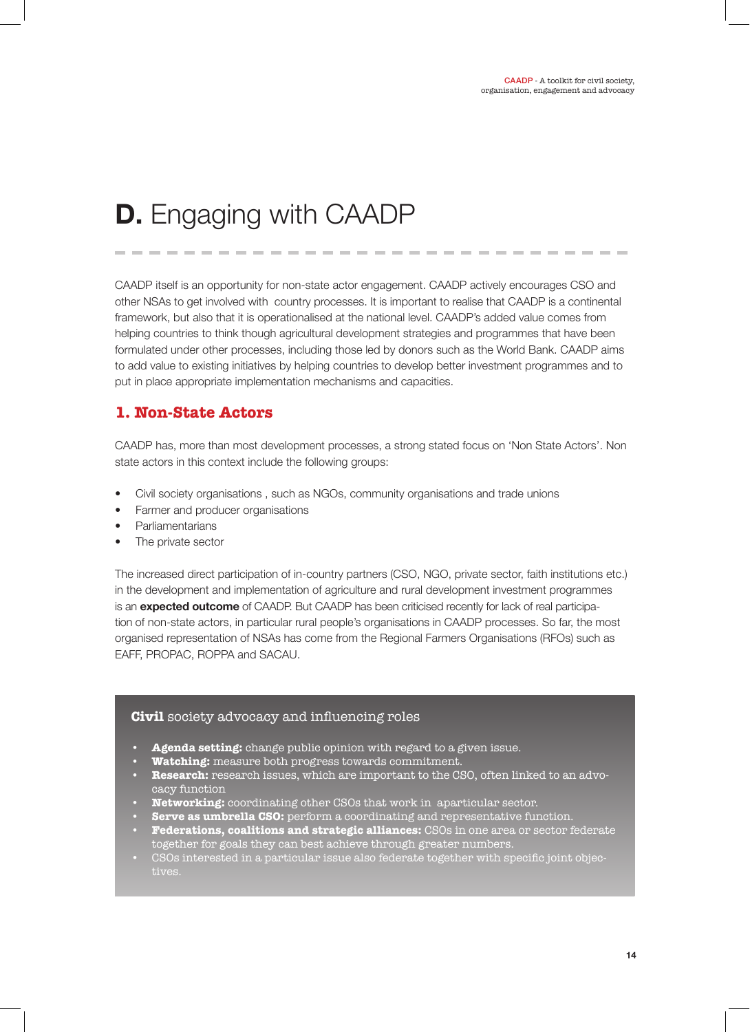# D. Engaging with CAADP

CAADP itself is an opportunity for non-state actor engagement. CAADP actively encourages CSO and other NSAs to get involved with country processes. It is important to realise that CAADP is a continental framework, but also that it is operationalised at the national level. CAADP's added value comes from helping countries to think though agricultural development strategies and programmes that have been formulated under other processes, including those led by donors such as the World Bank. CAADP aims to add value to existing initiatives by helping countries to develop better investment programmes and to put in place appropriate implementation mechanisms and capacities.

## 1. Non-State Actors

CAADP has, more than most development processes, a strong stated focus on 'Non State Actors'. Non state actors in this context include the following groups:

- Civil society organisations , such as NGOs, community organisations and trade unions
- Farmer and producer organisations
- Parliamentarians
- The private sector

The increased direct participation of in-country partners (CSO, NGO, private sector, faith institutions etc.) in the development and implementation of agriculture and rural development investment programmes is an **expected outcome** of CAADP. But CAADP has been criticised recently for lack of real participation of non-state actors, in particular rural people's organisations in CAADP processes. So far, the most organised representation of NSAs has come from the Regional Farmers Organisations (RFOs) such as EAFF, PROPAC, ROPPA and SACAU.

### **Civil** society advocacy and influencing roles

- **Agenda setting:** change public opinion with regard to a given issue.
- **Watching:** measure both progress towards commitment.
- **Research:** research issues, which are important to the CSO, often linked to an advocacy function
- **Networking:** coordinating other CSOs that work in aparticular sector.
- **Serve as umbrella CSO:** perform a coordinating and representative function.
- **Federations, coalitions and strategic alliances:** CSOs in one area or sector federate together for goals they can best achieve through greater numbers.
- CSOs interested in a particular issue also federate together with specific joint objectives.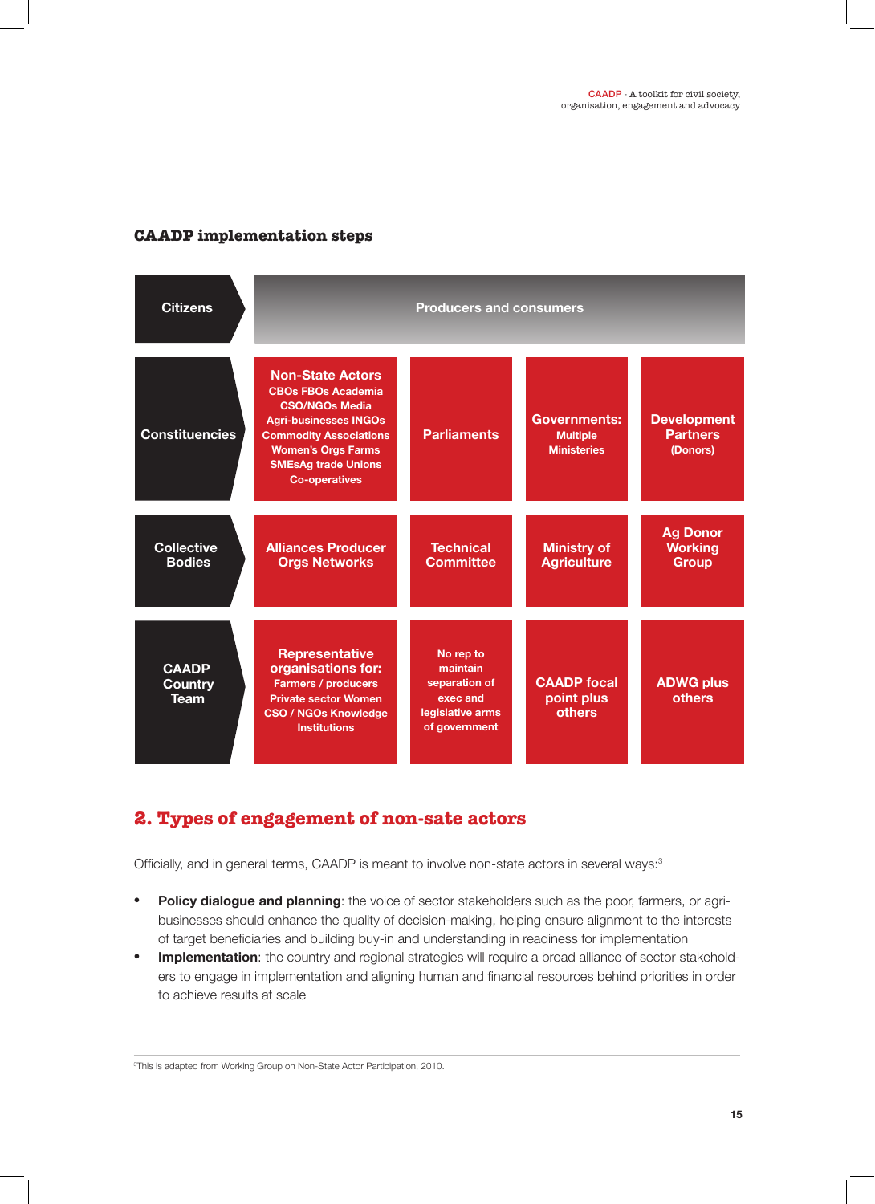### CAADP implementation steps

| Citizens | Producers and consumers | | | |
|---|---|---|---|---|
| Constituencies | **Non-State Actors** CBOs FBOs Academia CSO/NGOs Media Agri-businesses INGOs Commodity Associations Women's Orgs Farms SMEsAg trade Unions Co-operatives | Parliaments | **Governments:** Multiple Ministeries | **Development Partners** (Donors) |
| Collective Bodies | Alliances Producer Orgs Networks | Technical Committee | Ministry of Agriculture | Ag Donor Working Group |
| CAADP Country Team | **Representative organisations for:** Farmers / producers Private sector Women CSO / NGOs Knowledge Institutions | No rep to maintain separation of exec and legislative arms of government | CAADP focal point plus others | ADWG plus others |

## 2. Types of engagement of non-sate actors

Officially, and in general terms, CAADP is meant to involve non-state actors in several ways:[3]

- **Policy dialogue and planning**: the voice of sector stakeholders such as the poor, farmers, or agri-businesses should enhance the quality of decision-making, helping ensure alignment to the interests of target beneficiaries and building buy-in and understanding in readiness for implementation
- **Implementation**: the country and regional strategies will require a broad alliance of sector stakeholders to engage in implementation and aligning human and financial resources behind priorities in order to achieve results at scale

[3] This is adapted from Working Group on Non-State Actor Participation, 2010.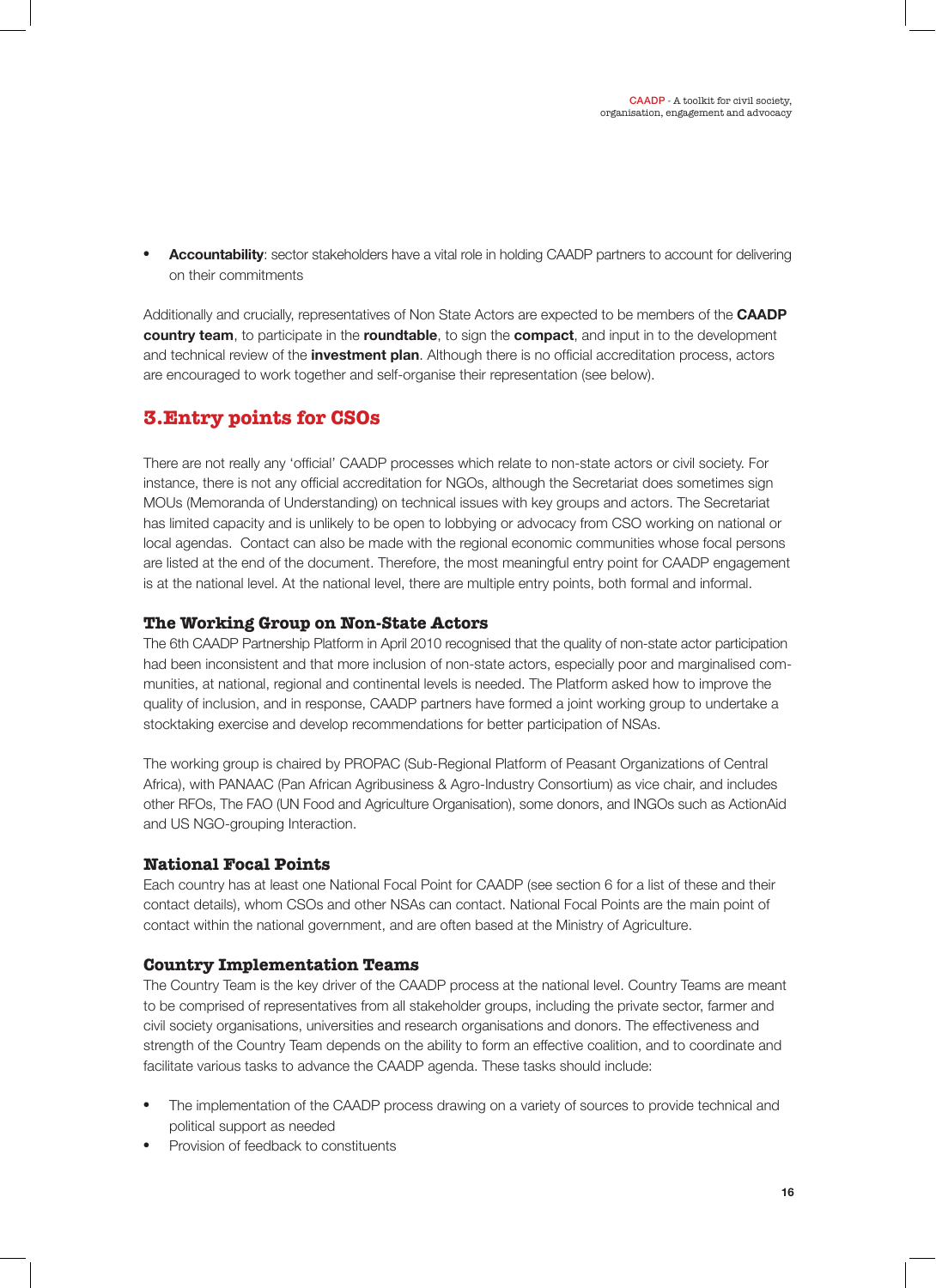- **Accountability**: sector stakeholders have a vital role in holding CAADP partners to account for delivering on their commitments

Additionally and crucially, representatives of Non State Actors are expected to be members of the **CAADP country team**, to participate in the **roundtable**, to sign the **compact**, and input in to the development and technical review of the **investment plan**. Although there is no official accreditation process, actors are encouraged to work together and self-organise their representation (see below).

## 3.Entry points for CSOs

There are not really any 'official' CAADP processes which relate to non-state actors or civil society. For instance, there is not any official accreditation for NGOs, although the Secretariat does sometimes sign MOUs (Memoranda of Understanding) on technical issues with key groups and actors. The Secretariat has limited capacity and is unlikely to be open to lobbying or advocacy from CSO working on national or local agendas. Contact can also be made with the regional economic communities whose focal persons are listed at the end of the document. Therefore, the most meaningful entry point for CAADP engagement is at the national level. At the national level, there are multiple entry points, both formal and informal.

### The Working Group on Non-State Actors

The 6th CAADP Partnership Platform in April 2010 recognised that the quality of non-state actor participation had been inconsistent and that more inclusion of non-state actors, especially poor and marginalised communities, at national, regional and continental levels is needed. The Platform asked how to improve the quality of inclusion, and in response, CAADP partners have formed a joint working group to undertake a stocktaking exercise and develop recommendations for better participation of NSAs.

The working group is chaired by PROPAC (Sub-Regional Platform of Peasant Organizations of Central Africa), with PANAAC (Pan African Agribusiness & Agro-Industry Consortium) as vice chair, and includes other RFOs, The FAO (UN Food and Agriculture Organisation), some donors, and INGOs such as ActionAid and US NGO-grouping Interaction.

### National Focal Points

Each country has at least one National Focal Point for CAADP (see section 6 for a list of these and their contact details), whom CSOs and other NSAs can contact. National Focal Points are the main point of contact within the national government, and are often based at the Ministry of Agriculture.

### Country Implementation Teams

The Country Team is the key driver of the CAADP process at the national level. Country Teams are meant to be comprised of representatives from all stakeholder groups, including the private sector, farmer and civil society organisations, universities and research organisations and donors. The effectiveness and strength of the Country Team depends on the ability to form an effective coalition, and to coordinate and facilitate various tasks to advance the CAADP agenda. These tasks should include:

- The implementation of the CAADP process drawing on a variety of sources to provide technical and political support as needed
- Provision of feedback to constituents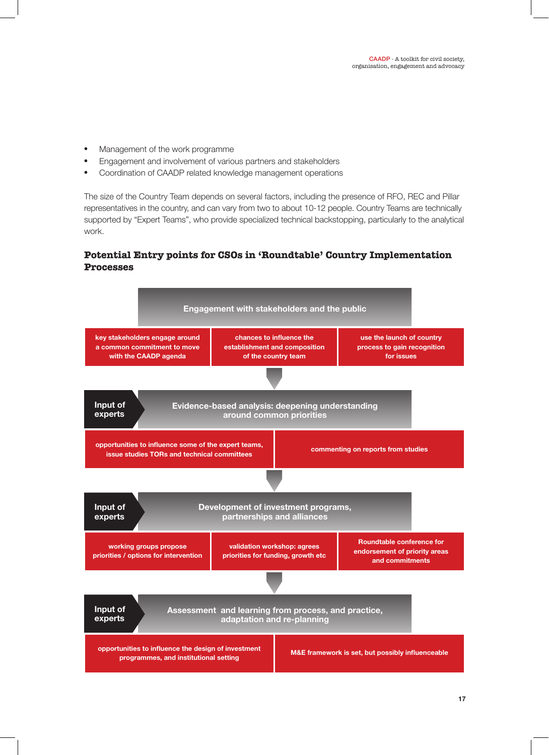- Management of the work programme
- Engagement and involvement of various partners and stakeholders
- Coordination of CAADP related knowledge management operations

The size of the Country Team depends on several factors, including the presence of RFO, REC and Pillar representatives in the country, and can vary from two to about 10-12 people. Country Teams are technically supported by "Expert Teams", who provide specialized technical backstopping, particularly to the analytical work.

### Potential Entry points for CSOs in 'Roundtable' Country Implementation Processes

**Engagement with stakeholders and the public**

- key stakeholders engage around a common commitment to move with the CAADP agenda
- chances to influence the establishment and composition of the country team
- use the launch of country process to gain recognition for issues

↓

**Input of experts** — **Evidence-based analysis: deepening understanding around common priorities**

- opportunities to influence some of the expert teams, issue studies TORs and technical committees
- commenting on reports from studies

↓

**Input of experts** — **Development of investment programs, partnerships and alliances**

- working groups propose priorities / options for intervention
- validation workshop: agrees priorities for funding, growth etc
- Roundtable conference for endorsement of priority areas and commitments

↓

**Input of experts** — **Assessment and learning from process, and practice, adaptation and re-planning**

- opportunities to influence the design of investment programmes, and institutional setting
- M&E framework is set, but possibly influenceable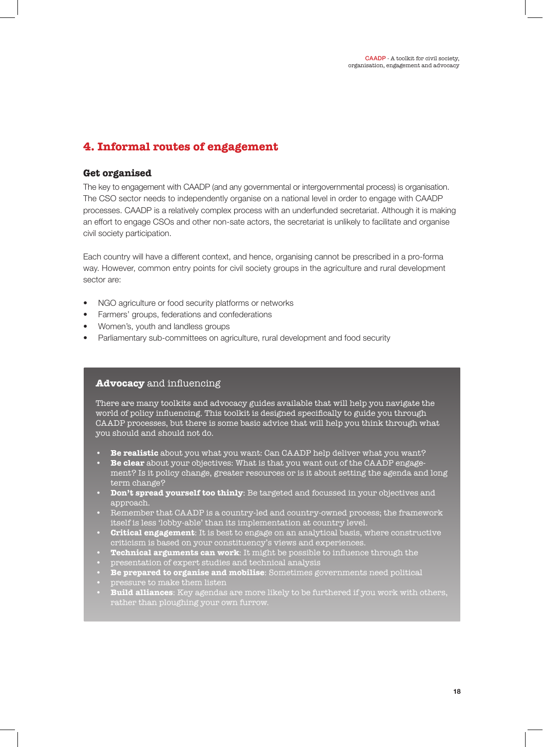## 4. Informal routes of engagement

### Get organised

The key to engagement with CAADP (and any governmental or intergovernmental process) is organisation. The CSO sector needs to independently organise on a national level in order to engage with CAADP processes. CAADP is a relatively complex process with an underfunded secretariat. Although it is making an effort to engage CSOs and other non-sate actors, the secretariat is unlikely to facilitate and organise civil society participation.

Each country will have a different context, and hence, organising cannot be prescribed in a pro-forma way. However, common entry points for civil society groups in the agriculture and rural development sector are:

- NGO agriculture or food security platforms or networks
- Farmers' groups, federations and confederations
- Women's, youth and landless groups
- Parliamentary sub-committees on agriculture, rural development and food security

### **Advocacy** and influencing

There are many toolkits and advocacy guides available that will help you navigate the world of policy influencing. This toolkit is designed specifically to guide you through CAADP processes, but there is some basic advice that will help you think through what you should and should not do.

- **Be realistic** about you what you want: Can CAADP help deliver what you want?
- **Be clear** about your objectives: What is that you want out of the CAADP engagement? Is it policy change, greater resources or is it about setting the agenda and long term change?
- **Don't spread yourself too thinly**: Be targeted and focussed in your objectives and approach.
- Remember that CAADP is a country-led and country-owned process; the framework itself is less 'lobby-able' than its implementation at country level.
- **Critical engagement**: It is best to engage on an analytical basis, where constructive criticism is based on your constituency's views and experiences.
- **Technical arguments can work**: It might be possible to influence through the
- presentation of expert studies and technical analysis
- **Be prepared to organise and mobilise**: Sometimes governments need political
- pressure to make them listen
- **Build alliances**: Key agendas are more likely to be furthered if you work with others, rather than ploughing your own furrow.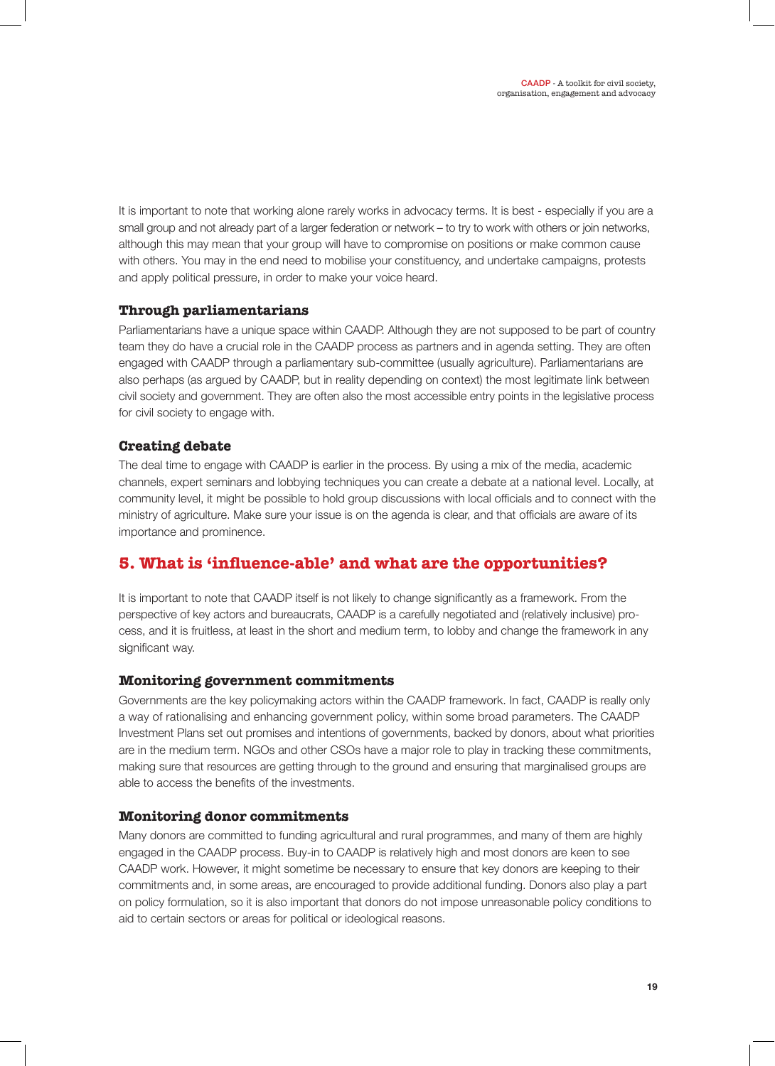It is important to note that working alone rarely works in advocacy terms. It is best - especially if you are a small group and not already part of a larger federation or network – to try to work with others or join networks, although this may mean that your group will have to compromise on positions or make common cause with others. You may in the end need to mobilise your constituency, and undertake campaigns, protests and apply political pressure, in order to make your voice heard.

### Through parliamentarians

Parliamentarians have a unique space within CAADP. Although they are not supposed to be part of country team they do have a crucial role in the CAADP process as partners and in agenda setting. They are often engaged with CAADP through a parliamentary sub-committee (usually agriculture). Parliamentarians are also perhaps (as argued by CAADP, but in reality depending on context) the most legitimate link between civil society and government. They are often also the most accessible entry points in the legislative process for civil society to engage with.

### Creating debate

The deal time to engage with CAADP is earlier in the process. By using a mix of the media, academic channels, expert seminars and lobbying techniques you can create a debate at a national level. Locally, at community level, it might be possible to hold group discussions with local officials and to connect with the ministry of agriculture. Make sure your issue is on the agenda is clear, and that officials are aware of its importance and prominence.

## 5. What is 'influence-able' and what are the opportunities?

It is important to note that CAADP itself is not likely to change significantly as a framework. From the perspective of key actors and bureaucrats, CAADP is a carefully negotiated and (relatively inclusive) process, and it is fruitless, at least in the short and medium term, to lobby and change the framework in any significant way.

### Monitoring government commitments

Governments are the key policymaking actors within the CAADP framework. In fact, CAADP is really only a way of rationalising and enhancing government policy, within some broad parameters. The CAADP Investment Plans set out promises and intentions of governments, backed by donors, about what priorities are in the medium term. NGOs and other CSOs have a major role to play in tracking these commitments, making sure that resources are getting through to the ground and ensuring that marginalised groups are able to access the benefits of the investments.

### Monitoring donor commitments

Many donors are committed to funding agricultural and rural programmes, and many of them are highly engaged in the CAADP process. Buy-in to CAADP is relatively high and most donors are keen to see CAADP work. However, it might sometime be necessary to ensure that key donors are keeping to their commitments and, in some areas, are encouraged to provide additional funding. Donors also play a part on policy formulation, so it is also important that donors do not impose unreasonable policy conditions to aid to certain sectors or areas for political or ideological reasons.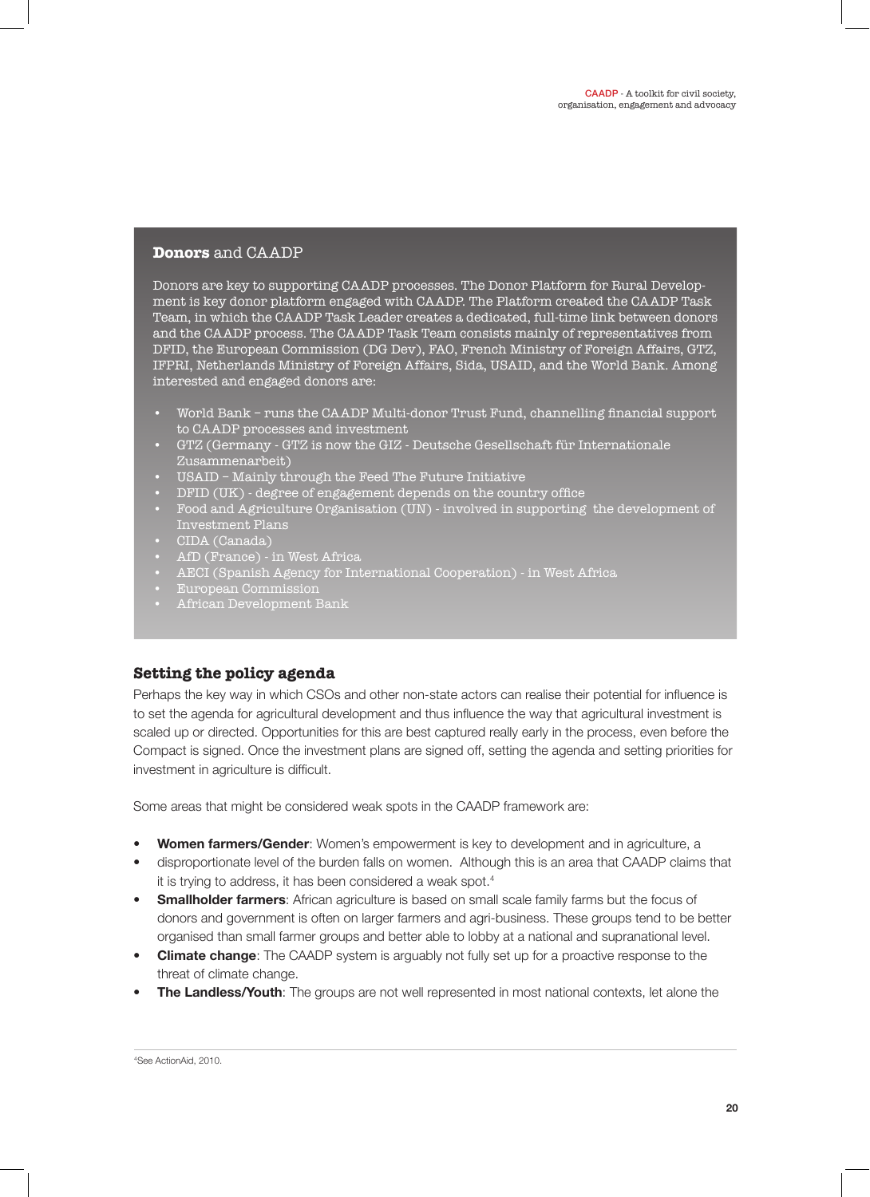## **Donors** and CAADP

Donors are key to supporting CAADP processes. The Donor Platform for Rural Development is key donor platform engaged with CAADP. The Platform created the CAADP Task Team, in which the CAADP Task Leader creates a dedicated, full-time link between donors and the CAADP process. The CAADP Task Team consists mainly of representatives from DFID, the European Commission (DG Dev), FAO, French Ministry of Foreign Affairs, GTZ, IFPRI, Netherlands Ministry of Foreign Affairs, Sida, USAID, and the World Bank. Among interested and engaged donors are:

- World Bank – runs the CAADP Multi-donor Trust Fund, channelling financial support to CAADP processes and investment
- GTZ (Germany - GTZ is now the GIZ - Deutsche Gesellschaft für Internationale Zusammenarbeit)
- USAID – Mainly through the Feed The Future Initiative
- DFID (UK) - degree of engagement depends on the country office
- Food and Agriculture Organisation (UN) - involved in supporting the development of Investment Plans
- CIDA (Canada)
- AfD (France) - in West Africa
- AECI (Spanish Agency for International Cooperation) - in West Africa
- European Commission
- African Development Bank

## Setting the policy agenda

Perhaps the key way in which CSOs and other non-state actors can realise their potential for influence is to set the agenda for agricultural development and thus influence the way that agricultural investment is scaled up or directed. Opportunities for this are best captured really early in the process, even before the Compact is signed. Once the investment plans are signed off, setting the agenda and setting priorities for investment in agriculture is difficult.

Some areas that might be considered weak spots in the CAADP framework are:

- **Women farmers/Gender**: Women's empowerment is key to development and in agriculture, a
- disproportionate level of the burden falls on women. Although this is an area that CAADP claims that it is trying to address, it has been considered a weak spot.[4]
- **Smallholder farmers**: African agriculture is based on small scale family farms but the focus of donors and government is often on larger farmers and agri-business. These groups tend to be better organised than small farmer groups and better able to lobby at a national and supranational level.
- **Climate change**: The CAADP system is arguably not fully set up for a proactive response to the threat of climate change.
- **The Landless/Youth**: The groups are not well represented in most national contexts, let alone the

[4]See ActionAid, 2010.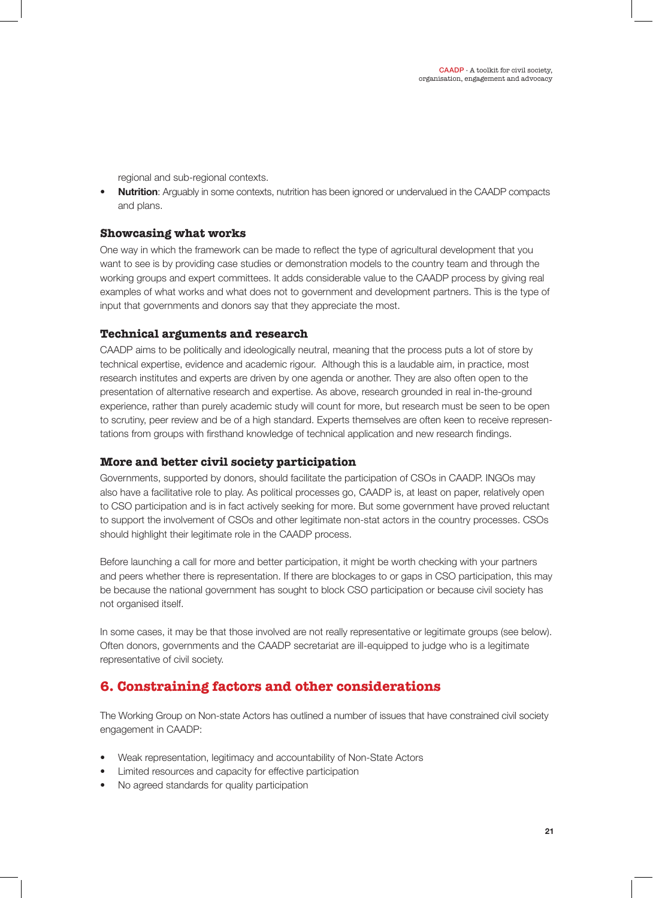regional and sub-regional contexts.

- **Nutrition**: Arguably in some contexts, nutrition has been ignored or undervalued in the CAADP compacts and plans.

### Showcasing what works

One way in which the framework can be made to reflect the type of agricultural development that you want to see is by providing case studies or demonstration models to the country team and through the working groups and expert committees. It adds considerable value to the CAADP process by giving real examples of what works and what does not to government and development partners. This is the type of input that governments and donors say that they appreciate the most.

### Technical arguments and research

CAADP aims to be politically and ideologically neutral, meaning that the process puts a lot of store by technical expertise, evidence and academic rigour.  Although this is a laudable aim, in practice, most research institutes and experts are driven by one agenda or another. They are also often open to the presentation of alternative research and expertise. As above, research grounded in real in-the-ground experience, rather than purely academic study will count for more, but research must be seen to be open to scrutiny, peer review and be of a high standard. Experts themselves are often keen to receive representations from groups with firsthand knowledge of technical application and new research findings.

### More and better civil society participation

Governments, supported by donors, should facilitate the participation of CSOs in CAADP. INGOs may also have a facilitative role to play. As political processes go, CAADP is, at least on paper, relatively open to CSO participation and is in fact actively seeking for more. But some government have proved reluctant to support the involvement of CSOs and other legitimate non-stat actors in the country processes. CSOs should highlight their legitimate role in the CAADP process.

Before launching a call for more and better participation, it might be worth checking with your partners and peers whether there is representation. If there are blockages to or gaps in CSO participation, this may be because the national government has sought to block CSO participation or because civil society has not organised itself.

In some cases, it may be that those involved are not really representative or legitimate groups (see below). Often donors, governments and the CAADP secretariat are ill-equipped to judge who is a legitimate representative of civil society.

## 6. Constraining factors and other considerations

The Working Group on Non-state Actors has outlined a number of issues that have constrained civil society engagement in CAADP:

- Weak representation, legitimacy and accountability of Non-State Actors
- Limited resources and capacity for effective participation
- No agreed standards for quality participation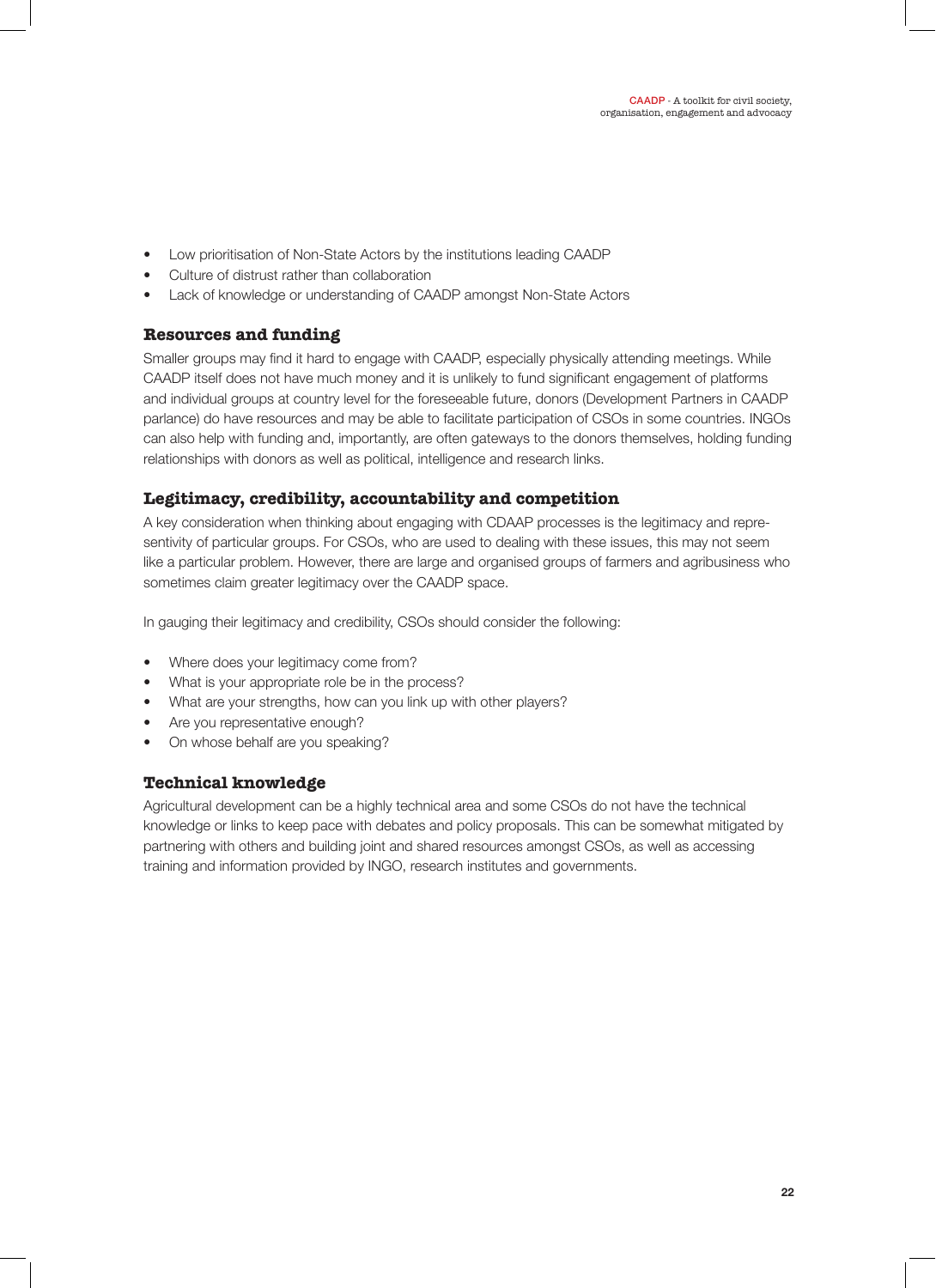- Low prioritisation of Non-State Actors by the institutions leading CAADP
- Culture of distrust rather than collaboration
- Lack of knowledge or understanding of CAADP amongst Non-State Actors

### Resources and funding

Smaller groups may find it hard to engage with CAADP, especially physically attending meetings. While CAADP itself does not have much money and it is unlikely to fund significant engagement of platforms and individual groups at country level for the foreseeable future, donors (Development Partners in CAADP parlance) do have resources and may be able to facilitate participation of CSOs in some countries. INGOs can also help with funding and, importantly, are often gateways to the donors themselves, holding funding relationships with donors as well as political, intelligence and research links.

### Legitimacy, credibility, accountability and competition

A key consideration when thinking about engaging with CDAAP processes is the legitimacy and representivity of particular groups. For CSOs, who are used to dealing with these issues, this may not seem like a particular problem. However, there are large and organised groups of farmers and agribusiness who sometimes claim greater legitimacy over the CAADP space.

In gauging their legitimacy and credibility, CSOs should consider the following:

- Where does your legitimacy come from?
- What is your appropriate role be in the process?
- What are your strengths, how can you link up with other players?
- Are you representative enough?
- On whose behalf are you speaking?

### Technical knowledge

Agricultural development can be a highly technical area and some CSOs do not have the technical knowledge or links to keep pace with debates and policy proposals. This can be somewhat mitigated by partnering with others and building joint and shared resources amongst CSOs, as well as accessing training and information provided by INGO, research institutes and governments.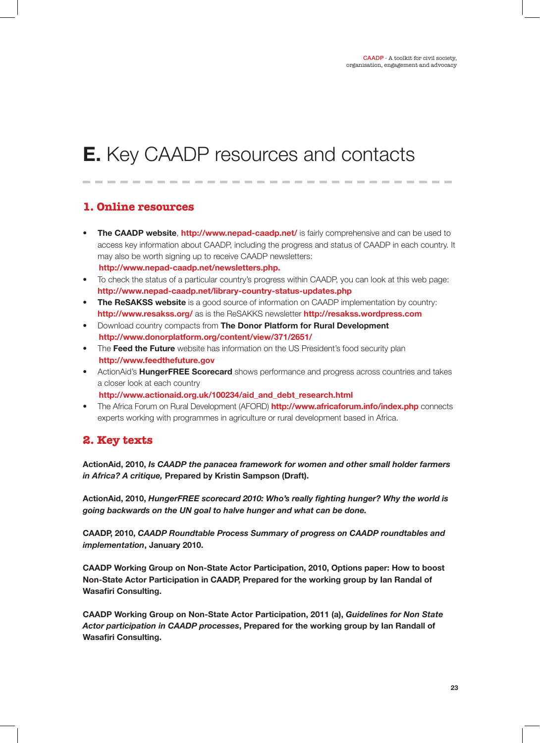# **E.** Key CAADP resources and contacts

## 1. Online resources

- **The CAADP website**, **http://www.nepad-caadp.net/** is fairly comprehensive and can be used to access key information about CAADP, including the progress and status of CAADP in each country. It may also be worth signing up to receive CAADP newsletters: **http://www.nepad-caadp.net/newsletters.php.**
- To check the status of a particular country's progress within CAADP, you can look at this web page: **http://www.nepad-caadp.net/library-country-status-updates.php**
- **The ReSAKSS website** is a good source of information on CAADP implementation by country: **http://www.resakss.org/** as is the ReSAKKS newsletter **http://resakss.wordpress.com**
- Download country compacts from **The Donor Platform for Rural Development** **http://www.donorplatform.org/content/view/371/2651/**
- The **Feed the Future** website has information on the US President's food security plan **http://www.feedthefuture.gov**
- ActionAid's **HungerFREE Scorecard** shows performance and progress across countries and takes a closer look at each country **http://www.actionaid.org.uk/100234/aid_and_debt_research.html**
- The Africa Forum on Rural Development (AFORD) **http://www.africaforum.info/index.php** connects experts working with programmes in agriculture or rural development based in Africa.

## 2. Key texts

**ActionAid, 2010, *Is CAADP the panacea framework for women and other small holder farmers in Africa? A critique,* Prepared by Kristin Sampson (Draft).**

**ActionAid, 2010, *HungerFREE scorecard 2010: Who's really fighting hunger? Why the world is going backwards on the UN goal to halve hunger and what can be done.***

**CAADP, 2010, *CAADP Roundtable Process Summary of progress on CAADP roundtables and implementation*, January 2010.**

**CAADP Working Group on Non-State Actor Participation, 2010, Options paper: How to boost Non-State Actor Participation in CAADP, Prepared for the working group by Ian Randal of Wasafiri Consulting.**

**CAADP Working Group on Non-State Actor Participation, 2011 (a), *Guidelines for Non State Actor participation in CAADP processes*, Prepared for the working group by Ian Randall of Wasafiri Consulting.**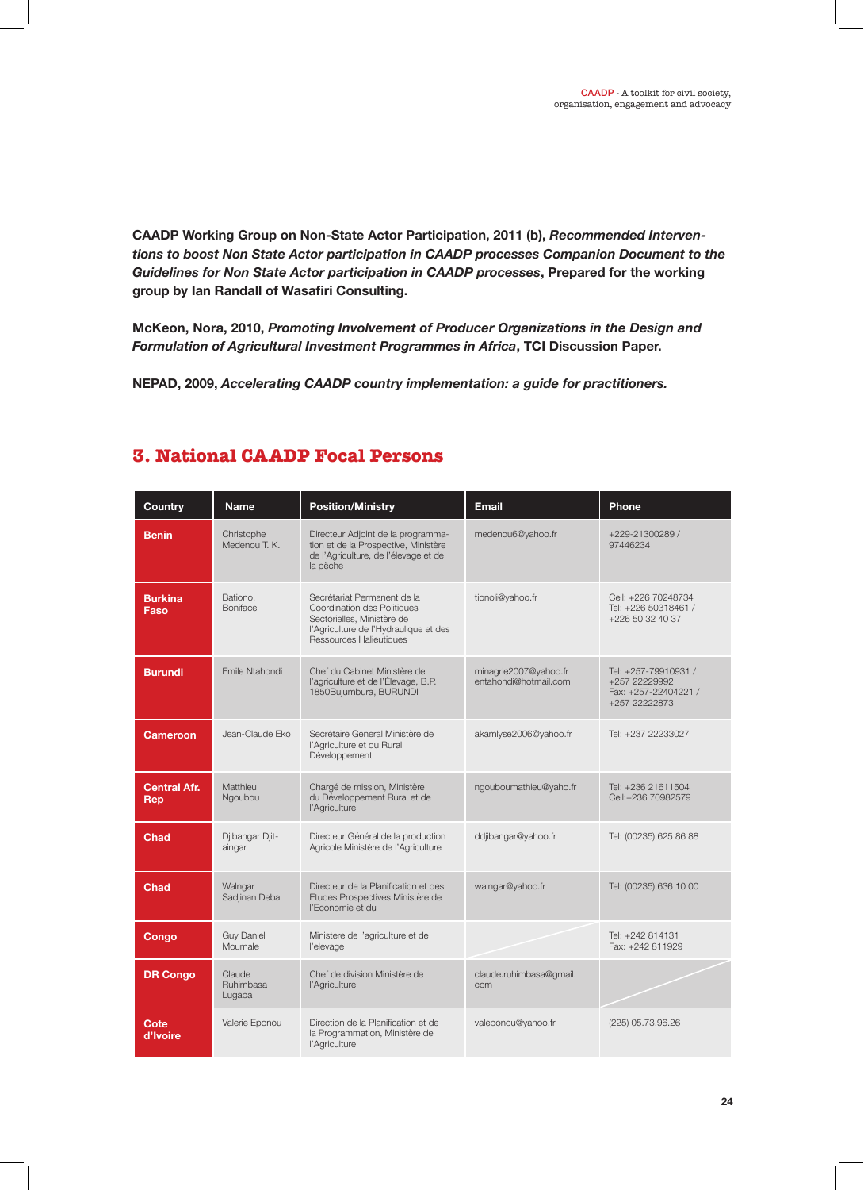**CAADP Working Group on Non-State Actor Participation, 2011 (b), *Recommended Interventions to boost Non State Actor participation in CAADP processes Companion Document to the Guidelines for Non State Actor participation in CAADP processes*, Prepared for the working group by Ian Randall of Wasafiri Consulting.**

**McKeon, Nora, 2010, *Promoting Involvement of Producer Organizations in the Design and Formulation of Agricultural Investment Programmes in Africa*, TCI Discussion Paper.**

**NEPAD, 2009, *Accelerating CAADP country implementation: a guide for practitioners.***

## 3. National CAADP Focal Persons

| Country | Name | Position/Ministry | Email | Phone |
|---|---|---|---|---|
| **Benin** | Christophe Medenou T. K. | Directeur Adjoint de la programmation et de la Prospective, Ministère de l'Agriculture, de l'élevage et de la pêche | medenou6@yahoo.fr | +229-21300289 / 97446234 |
| **Burkina Faso** | Bationo, Boniface | Secrétariat Permanent de la Coordination des Politiques Sectorielles, Ministère de l'Agriculture de l'Hydraulique et des Ressources Halieutiques | tionoli@yahoo.fr | Cell: +226 70248734 Tel: +226 50318461 / +226 50 32 40 37 |
| **Burundi** | Emile Ntahondi | Chef du Cabinet Ministère de l'agriculture et de l'Élevage, B.P. 1850Bujumbura, BURUNDI | minagrie2007@yahoo.fr entahondi@hotmail.com | Tel: +257-79910931 / +257 22229992 Fax: +257-22404221 / +257 22222873 |
| **Cameroon** | Jean-Claude Eko | Secrétaire General Ministère de l'Agriculture et du Rural Développement | akamlyse2006@yahoo.fr | Tel: +237 22233027 |
| **Central Afr. Rep** | Matthieu Ngouboou | Chargé de mission, Ministère du Développement Rural et de l'Agriculture | ngouboumathieu@yaho.fr | Tel: +236 21611504 Cell:+236 70982579 |
| **Chad** | Djibangar Djitaingar | Directeur Général de la production Agricole Ministère de l'Agriculture | ddjibangar@yahoo.fr | Tel: (00235) 625 86 88 |
| **Chad** | Walngar Sadjinan Deba | Directeur de la Planification et des Etudes Prospectives Ministère de l'Economie et du | walngar@yahoo.fr | Tel: (00235) 636 10 00 |
| **Congo** | Guy Daniel Moumale | Ministere de l'agriculture et de l'elevage | | Tel: +242 814131 Fax: +242 811929 |
| **DR Congo** | Claude Ruhimbasa Lugaba | Chef de division Ministère de l'Agriculture | claude.ruhimbasa@gmail.com | |
| **Cote d'Ivoire** | Valerie Eponou | Direction de la Planification et de la Programmation, Ministère de l'Agriculture | valeponou@yahoo.fr | (225) 05.73.96.26 |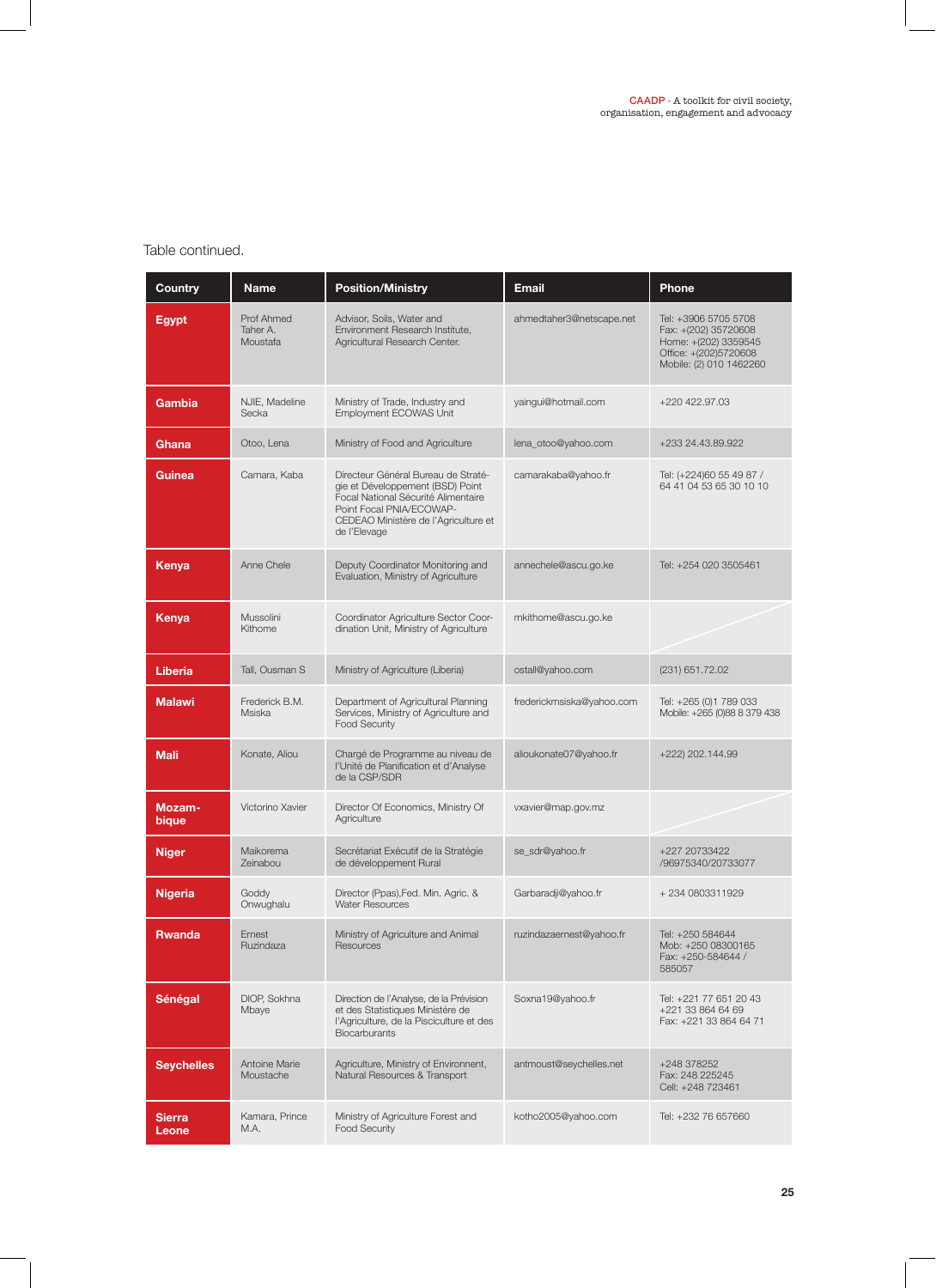Table continued.

| Country | Name | Position/Ministry | Email | Phone |
|---|---|---|---|---|
| **Egypt** | Prof Ahmed Taher A. Moustafa | Advisor, Soils, Water and Environment Research Institute, Agricultural Research Center. | ahmedtaher3@netscape.net | Tel: +3906 5705 5708<br>Fax: +(202) 35720608<br>Home: +(202) 3359545<br>Office: +(202)5720608<br>Mobile: (2) 010 1462260 |
| **Gambia** | NJIE, Madeline Secka | Ministry of Trade, Industry and Employment ECOWAS Unit | yaingui@hotmail.com | +220 422.97.03 |
| **Ghana** | Otoo, Lena | Ministry of Food and Agriculture | lena_otoo@yahoo.com | +233 24.43.89.922 |
| **Guinea** | Camara, Kaba | Directeur Général Bureau de Stratégie et Développement (BSD) Point Focal National Sécurité Alimentaire Point Focal PNIA/ECOWAP-CEDEAO Ministère de l'Agriculture et de l'Elevage | camarakaba@yahoo.fr | Tel: (+224)60 55 49 87 / 64 41 04 53 65 30 10 10 |
| **Kenya** | Anne Chele | Deputy Coordinator Monitoring and Evaluation, Ministry of Agriculture | annechele@ascu.go.ke | Tel: +254 020 3505461 |
| **Kenya** | Mussolini Kithome | Coordinator Agriculture Sector Coordination Unit, Ministry of Agriculture | mkithome@ascu.go.ke | |
| **Liberia** | Tall, Ousman S | Ministry of Agriculture (Liberia) | ostall@yahoo.com | (231) 651.72.02 |
| **Malawi** | Frederick B.M. Msiska | Department of Agricultural Planning Services, Ministry of Agriculture and Food Security | frederickmsiska@yahoo.com | Tel: +265 (0)1 789 033<br>Mobile: +265 (0)88 8 379 438 |
| **Mali** | Konate, Aliou | Chargé de Programme au niveau de l'Unité de Planification et d'Analyse de la CSP/SDR | alioukonate07@yahoo.fr | +222) 202.144.99 |
| **Mozambique** | Victorino Xavier | Director Of Economics, Ministry Of Agriculture | vxavier@map.gov.mz | |
| **Niger** | Maikorema Zeinabou | Secrétariat Exécutif de la Stratégie de développement Rural | se_sdr@yahoo.fr | +227 20733422 /96975340/20733077 |
| **Nigeria** | Goddy Onwughalu | Director (Ppas),Fed. Min. Agric. & Water Resources | Garbaradji@yahoo.fr | + 234 0803311929 |
| **Rwanda** | Ernest Ruzindaza | Ministry of Agriculture and Animal Resources | ruzindazaernest@yahoo.fr | Tel: +250 584644<br>Mob: +250 08300165<br>Fax: +250-584644 / 585057 |
| **Sénégal** | DIOP, Sokhna Mbaye | Direction de l'Analyse, de la Prévision et des Statistiques Ministère de l'Agriculture, de la Pisciculture et des Biocarburants | Soxna19@yahoo.fr | Tel: +221 77 651 20 43<br>+221 33 864 64 69<br>Fax: +221 33 864 64 71 |
| **Seychelles** | Antoine Marie Moustache | Agriculture, Ministry of Environment, Natural Resources & Transport | antmoust@seychelles.net | +248 378252<br>Fax: 248 225245<br>Cell: +248 723461 |
| **Sierra Leone** | Kamara, Prince M.A. | Ministry of Agriculture Forest and Food Security | kotho2005@yahoo.com | Tel: +232 76 657660 |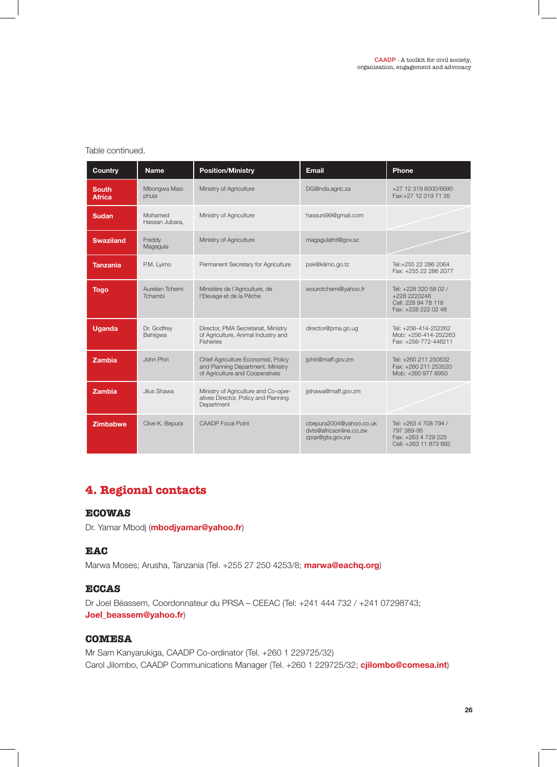Table continued.

| Country | Name | Position/Ministry | Email | Phone |
|---|---|---|---|---|
| South Africa | Mbongwa Masi-phula | Ministry of Agriculture | DG@nda.agric.za | +27 12 319 6000/6690 Fax:+27 12 319 71 35 |
| Sudan | Mohamed Hassan Jubara, | Ministry of Agriculture | hassuni99@gmail.com | |
| Swaziland | Freddy Magagula | Ministry of Agriculture | magagulafrd@gov.sz | |
| Tanzania | P.M. Lyimo | Permanent Secretary for Agriculture | psk@kilimo.go.tz | Tel:+255 22 286 2064 Fax: +255 22 286 2077 |
| Togo | Aurelien Tchemi Tchambi | Ministère de l'Agriculture, de l'Elevage et de la Pêche | wourotchemi@yahoo.fr | Tel: +228 320 58 02 / +228 2220248 Cell: 228 94 78 118 Fax: +228 222 02 48 |
| Uganda | Dr. Godfrey Bahiigwa | Director, PMA Secretariat, Ministry of Agriculture, Animal Industry and Fisheries | director@pma.go.ug | Tel: +256-414-252262 Mob: +256-414-252263 Fax: +256-772-446211 |
| Zambia | John Phiri | Chief Agriculture Economist, Policy and Planning Department, Ministry of Agriculture and Cooperatives | jphiri@maff.gov.zm | Tel: +260 211 250532 Fax: +260 211 253520 Mob: +260 977 8950 |
| Zambia | Jlius Shawa | Ministry of Agriculture and Co-operatives Director, Policy and Planning Department | jjshawa@maff.gov.zm | |
| Zimbabwe | Clive K. Bepura | CAADP Focal Point | cbepura2004@yahoo.co.uk dvts@africaonline.co.zw zpqs@gta.gov.zw | Tel: +263 4 708 794 / 797 389-95 Fax: +263 4 729 225 Cell: +263 11 873 892 |

## 4. Regional contacts

### ECOWAS

Dr. Yamar Mbodj (**mbodjyamar@yahoo.fr**)

### EAC

Marwa Moses; Arusha, Tanzania (Tel. +255 27 250 4253/8; **marwa@eachq.org**)

### ECCAS

Dr Joel Béassem, Coordonnateur du PRSA – CEEAC (Tel: +241 444 732 / +241 07298743; **Joel_beassem@yahoo.fr**)

### COMESA

Mr Sam Kanyarukiga, CAADP Co-ordinator (Tel. +260 1 229725/32)
Carol Jilombo, CAADP Communications Manager (Tel. +260 1 229725/32; **cjilombo@comesa.int**)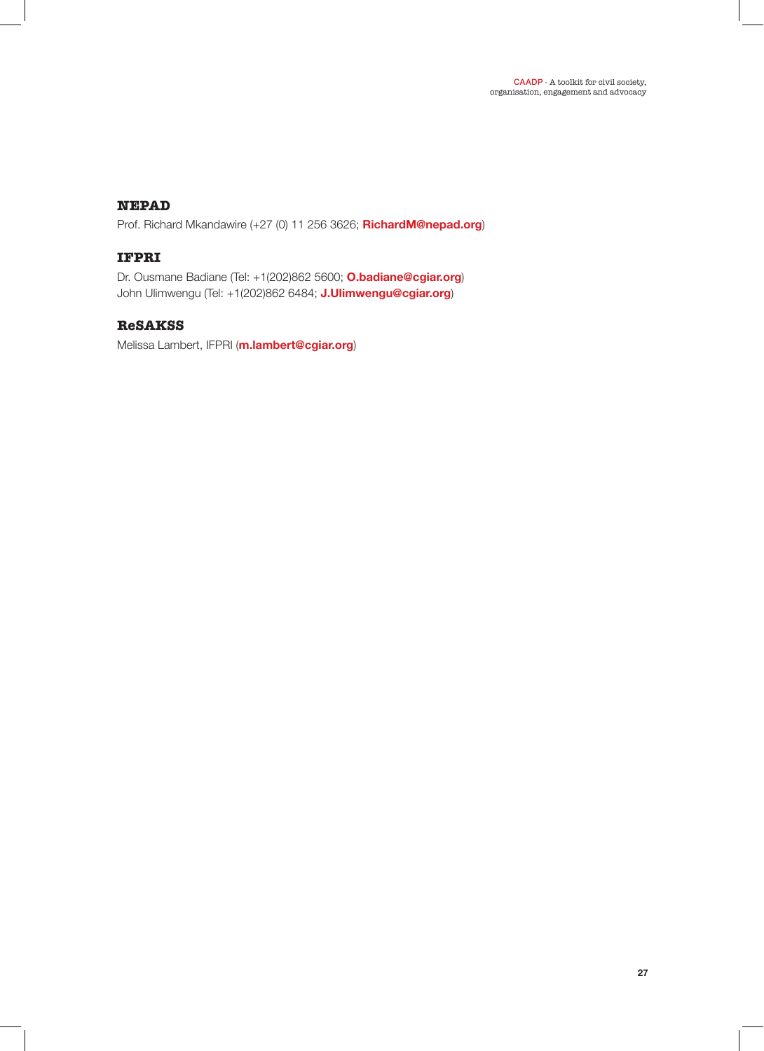### NEPAD

Prof. Richard Mkandawire (+27 (0) 11 256 3626; **RichardM@nepad.org**)

### IFPRI

Dr. Ousmane Badiane (Tel: +1(202)862 5600; **O.badiane@cgiar.org**)
John Ulimwengu (Tel: +1(202)862 6484; **J.Ulimwengu@cgiar.org**)

### ReSAKSS

Melissa Lambert, IFPRI (**m.lambert@cgiar.org**)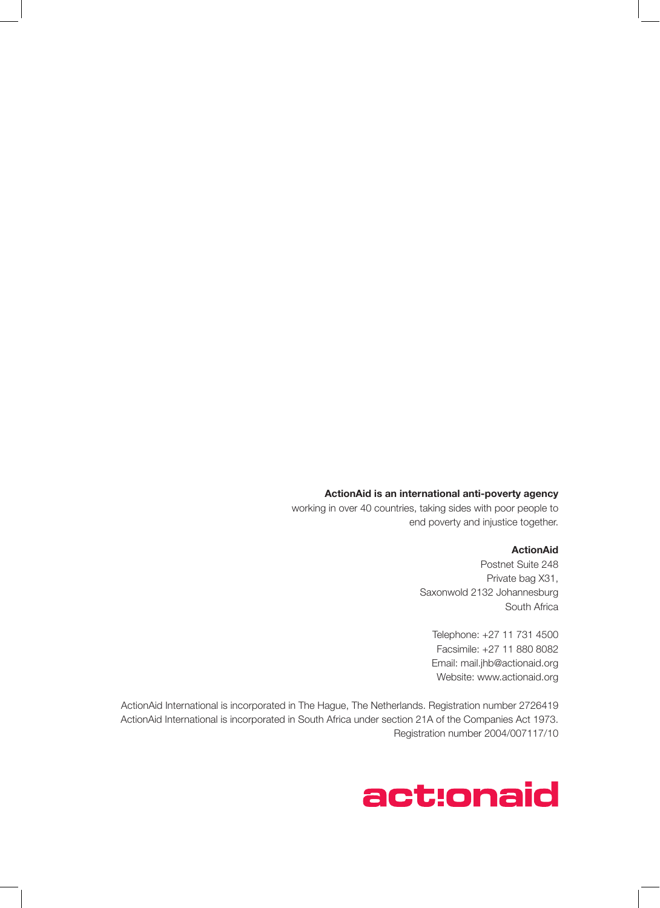**ActionAid is an international anti-poverty agency**
working in over 40 countries, taking sides with poor people to
end poverty and injustice together.

**ActionAid**
Postnet Suite 248
Private bag X31,
Saxonwold 2132 Johannesburg
South Africa

Telephone: +27 11 731 4500
Facsimile: +27 11 880 8082
Email: mail.jhb@actionaid.org
Website: www.actionaid.org

ActionAid International is incorporated in The Hague, The Netherlands. Registration number 2726419
ActionAid International is incorporated in South Africa under section 21A of the Companies Act 1973.
Registration number 2004/007117/10

act!onaid